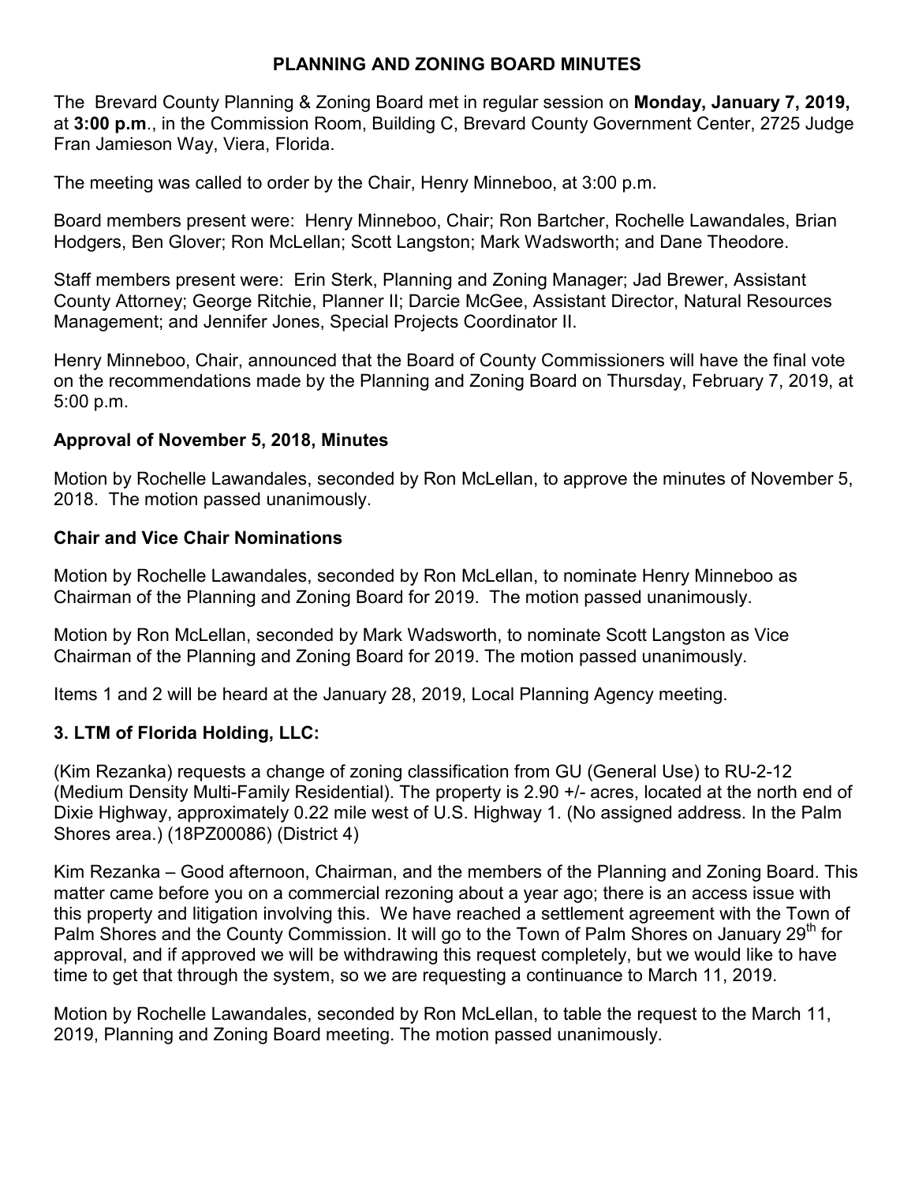# PLANNING AND ZONING BOARD MINUTES

The Brevard County Planning & Zoning Board met in regular session on **Monday, January 7, 2019,** at **3:00 p.m**., in the Commission Room, Building C, Brevard County Government Center, 2725 Judge Fran Jamieson Way, Viera, Florida.

The meeting was called to order by the Chair, Henry Minneboo, at 3:00 p.m.

Board members present were: Henry Minneboo, Chair; Ron Bartcher, Rochelle Lawandales, Brian Hodgers, Ben Glover; Ron McLellan; Scott Langston; Mark Wadsworth; and Dane Theodore.

Staff members present were: Erin Sterk, Planning and Zoning Manager; Jad Brewer, Assistant County Attorney; George Ritchie, Planner II; Darcie McGee, Assistant Director, Natural Resources Management; and Jennifer Jones, Special Projects Coordinator II.

Henry Minneboo, Chair, announced that the Board of County Commissioners will have the final vote on the recommendations made by the Planning and Zoning Board on Thursday, February 7, 2019, at 5:00 p.m.

## Approval of November 5, 2018, Minutes

Motion by Rochelle Lawandales, seconded by Ron McLellan, to approve the minutes of November 5, 2018. The motion passed unanimously.

## Chair and Vice Chair Nominations

Motion by Rochelle Lawandales, seconded by Ron McLellan, to nominate Henry Minneboo as Chairman of the Planning and Zoning Board for 2019. The motion passed unanimously.

Motion by Ron McLellan, seconded by Mark Wadsworth, to nominate Scott Langston as Vice Chairman of the Planning and Zoning Board for 2019. The motion passed unanimously.

Items 1 and 2 will be heard at the January 28, 2019, Local Planning Agency meeting.

## 3. LTM of Florida Holding, LLC:

(Kim Rezanka) requests a change of zoning classification from GU (General Use) to RU-2-12 (Medium Density Multi-Family Residential). The property is 2.90 +/- acres, located at the north end of Dixie Highway, approximately 0.22 mile west of U.S. Highway 1. (No assigned address. In the Palm Shores area.) (18PZ00086) (District 4)

Kim Rezanka – Good afternoon, Chairman, and the members of the Planning and Zoning Board. This matter came before you on a commercial rezoning about a year ago; there is an access issue with this property and litigation involving this. We have reached a settlement agreement with the Town of Palm Shores and the County Commission. It will go to the Town of Palm Shores on January 29th for approval, and if approved we will be withdrawing this request completely, but we would like to have time to get that through the system, so we are requesting a continuance to March 11, 2019.

Motion by Rochelle Lawandales, seconded by Ron McLellan, to table the request to the March 11, 2019, Planning and Zoning Board meeting. The motion passed unanimously.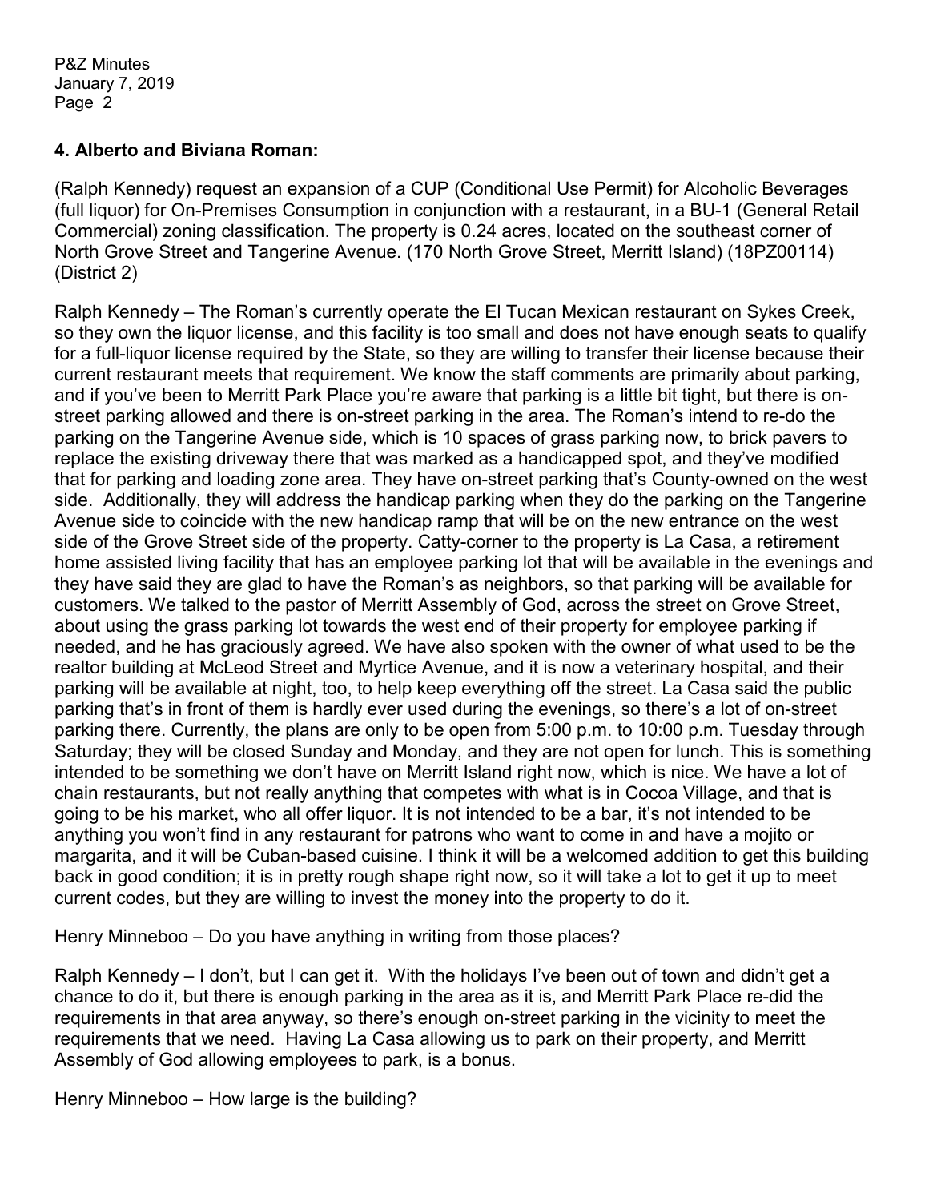**4. Alberto and Biviana Roman:**

(Ralph Kennedy) request an expansion of a CUP (Conditional Use Permit) for Alcoholic Beverages (full liquor) for On-Premises Consumption in conjunction with a restaurant, in a BU-1 (General Retail Commercial) zoning classification. The property is 0.24 acres, located on the southeast corner of North Grove Street and Tangerine Avenue. (170 North Grove Street, Merritt Island) (18PZ00114) (District 2)

Ralph Kennedy – The Roman's currently operate the El Tucan Mexican restaurant on Sykes Creek, so they own the liquor license, and this facility is too small and does not have enough seats to qualify for a full-liquor license required by the State, so they are willing to transfer their license because their current restaurant meets that requirement. We know the staff comments are primarily about parking, and if you've been to Merritt Park Place you're aware that parking is a little bit tight, but there is on-street parking allowed and there is on-street parking in the area. The Roman's intend to re-do the parking on the Tangerine Avenue side, which is 10 spaces of grass parking now, to brick pavers to replace the existing driveway there that was marked as a handicapped spot, and they've modified that for parking and loading zone area. They have on-street parking that's County-owned on the west side. Additionally, they will address the handicap parking when they do the parking on the Tangerine Avenue side to coincide with the new handicap ramp that will be on the new entrance on the west side of the Grove Street side of the property. Catty-corner to the property is La Casa, a retirement home assisted living facility that has an employee parking lot that will be available in the evenings and they have said they are glad to have the Roman's as neighbors, so that parking will be available for customers. We talked to the pastor of Merritt Assembly of God, across the street on Grove Street, about using the grass parking lot towards the west end of their property for employee parking if needed, and he has graciously agreed. We have also spoken with the owner of what used to be the realtor building at McLeod Street and Myrtice Avenue, and it is now a veterinary hospital, and their parking will be available at night, too, to help keep everything off the street. La Casa said the public parking that's in front of them is hardly ever used during the evenings, so there's a lot of on-street parking there. Currently, the plans are only to be open from 5:00 p.m. to 10:00 p.m. Tuesday through Saturday; they will be closed Sunday and Monday, and they are not open for lunch. This is something intended to be something we don't have on Merritt Island right now, which is nice. We have a lot of chain restaurants, but not really anything that competes with what is in Cocoa Village, and that is going to be his market, who all offer liquor. It is not intended to be a bar, it's not intended to be anything you won't find in any restaurant for patrons who want to come in and have a mojito or margarita, and it will be Cuban-based cuisine. I think it will be a welcomed addition to get this building back in good condition; it is in pretty rough shape right now, so it will take a lot to get it up to meet current codes, but they are willing to invest the money into the property to do it.

Henry Minneboo – Do you have anything in writing from those places?

Ralph Kennedy – I don't, but I can get it. With the holidays I've been out of town and didn't get a chance to do it, but there is enough parking in the area as it is, and Merritt Park Place re-did the requirements in that area anyway, so there's enough on-street parking in the vicinity to meet the requirements that we need. Having La Casa allowing us to park on their property, and Merritt Assembly of God allowing employees to park, is a bonus.

Henry Minneboo – How large is the building?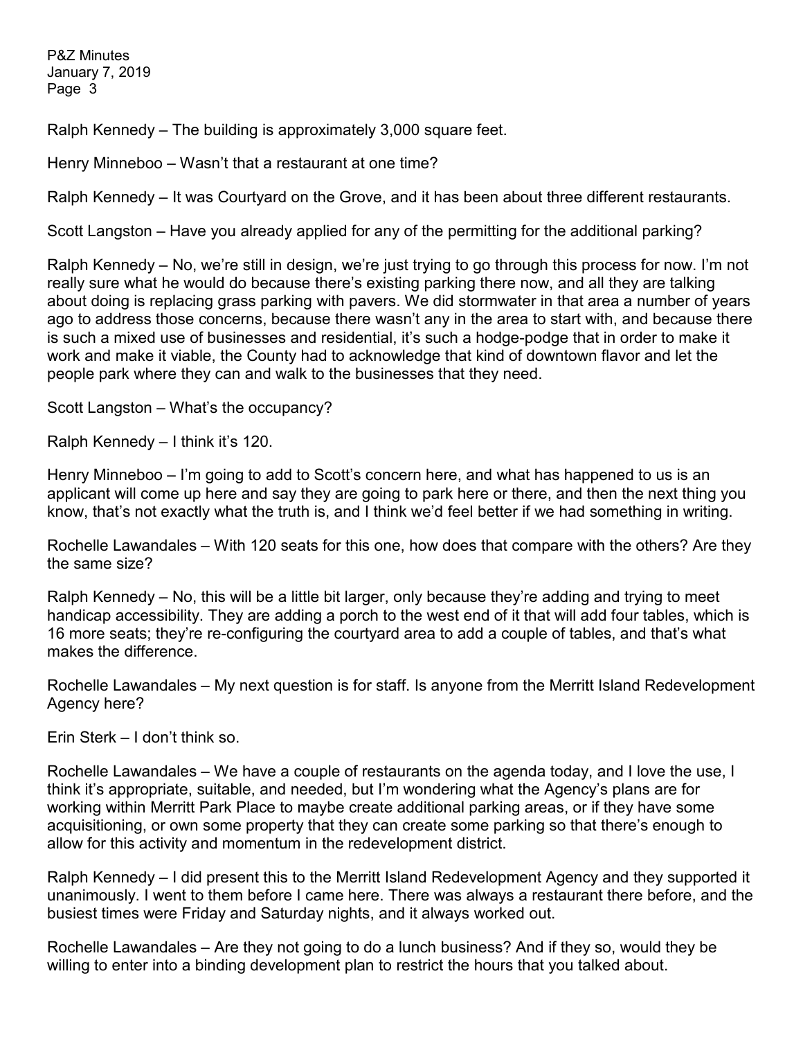Ralph Kennedy – The building is approximately 3,000 square feet.

Henry Minneboo – Wasn't that a restaurant at one time?

Ralph Kennedy – It was Courtyard on the Grove, and it has been about three different restaurants.

Scott Langston – Have you already applied for any of the permitting for the additional parking?

Ralph Kennedy – No, we're still in design, we're just trying to go through this process for now. I'm not really sure what he would do because there's existing parking there now, and all they are talking about doing is replacing grass parking with pavers. We did stormwater in that area a number of years ago to address those concerns, because there wasn't any in the area to start with, and because there is such a mixed use of businesses and residential, it's such a hodge-podge that in order to make it work and make it viable, the County had to acknowledge that kind of downtown flavor and let the people park where they can and walk to the businesses that they need.

Scott Langston – What's the occupancy?

Ralph Kennedy – I think it's 120.

Henry Minneboo – I'm going to add to Scott's concern here, and what has happened to us is an applicant will come up here and say they are going to park here or there, and then the next thing you know, that's not exactly what the truth is, and I think we'd feel better if we had something in writing.

Rochelle Lawandales – With 120 seats for this one, how does that compare with the others? Are they the same size?

Ralph Kennedy – No, this will be a little bit larger, only because they're adding and trying to meet handicap accessibility. They are adding a porch to the west end of it that will add four tables, which is 16 more seats; they're re-configuring the courtyard area to add a couple of tables, and that's what makes the difference.

Rochelle Lawandales – My next question is for staff. Is anyone from the Merritt Island Redevelopment Agency here?

Erin Sterk – I don't think so.

Rochelle Lawandales – We have a couple of restaurants on the agenda today, and I love the use, I think it's appropriate, suitable, and needed, but I'm wondering what the Agency's plans are for working within Merritt Park Place to maybe create additional parking areas, or if they have some acquisitioning, or own some property that they can create some parking so that there's enough to allow for this activity and momentum in the redevelopment district.

Ralph Kennedy – I did present this to the Merritt Island Redevelopment Agency and they supported it unanimously. I went to them before I came here. There was always a restaurant there before, and the busiest times were Friday and Saturday nights, and it always worked out.

Rochelle Lawandales – Are they not going to do a lunch business? And if they so, would they be willing to enter into a binding development plan to restrict the hours that you talked about.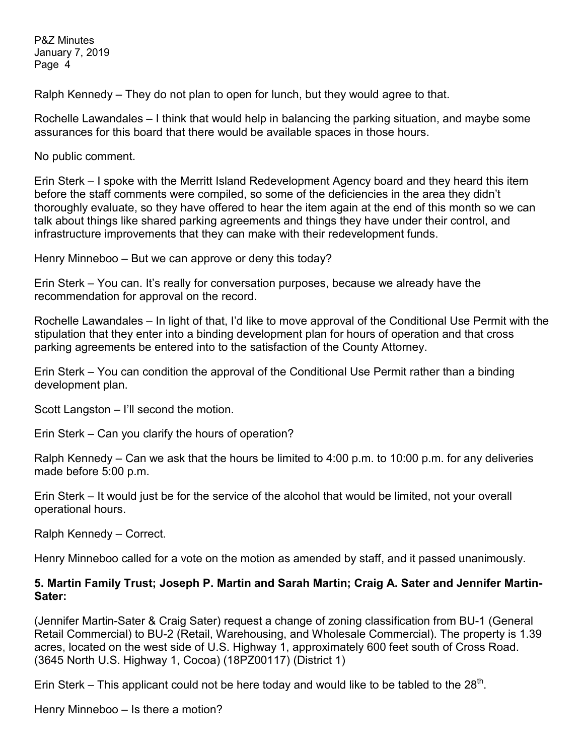Ralph Kennedy – They do not plan to open for lunch, but they would agree to that.

Rochelle Lawandales – I think that would help in balancing the parking situation, and maybe some assurances for this board that there would be available spaces in those hours.

No public comment.

Erin Sterk – I spoke with the Merritt Island Redevelopment Agency board and they heard this item before the staff comments were compiled, so some of the deficiencies in the area they didn't thoroughly evaluate, so they have offered to hear the item again at the end of this month so we can talk about things like shared parking agreements and things they have under their control, and infrastructure improvements that they can make with their redevelopment funds.

Henry Minneboo – But we can approve or deny this today?

Erin Sterk – You can. It's really for conversation purposes, because we already have the recommendation for approval on the record.

Rochelle Lawandales – In light of that, I'd like to move approval of the Conditional Use Permit with the stipulation that they enter into a binding development plan for hours of operation and that cross parking agreements be entered into to the satisfaction of the County Attorney.

Erin Sterk – You can condition the approval of the Conditional Use Permit rather than a binding development plan.

Scott Langston – I'll second the motion.

Erin Sterk – Can you clarify the hours of operation?

Ralph Kennedy – Can we ask that the hours be limited to 4:00 p.m. to 10:00 p.m. for any deliveries made before 5:00 p.m.

Erin Sterk – It would just be for the service of the alcohol that would be limited, not your overall operational hours.

Ralph Kennedy – Correct.

Henry Minneboo called for a vote on the motion as amended by staff, and it passed unanimously.

**5. Martin Family Trust; Joseph P. Martin and Sarah Martin; Craig A. Sater and Jennifer Martin-Sater:**

(Jennifer Martin-Sater & Craig Sater) request a change of zoning classification from BU-1 (General Retail Commercial) to BU-2 (Retail, Warehousing, and Wholesale Commercial). The property is 1.39 acres, located on the west side of U.S. Highway 1, approximately 600 feet south of Cross Road. (3645 North U.S. Highway 1, Cocoa) (18PZ00117) (District 1)

Erin Sterk – This applicant could not be here today and would like to be tabled to the 28th.

Henry Minneboo – Is there a motion?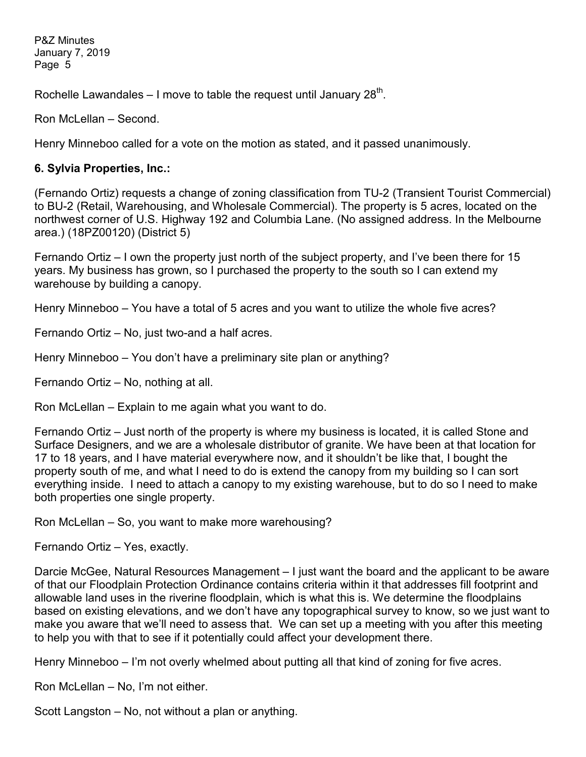Rochelle Lawandales – I move to table the request until January 28th.

Ron McLellan – Second.

Henry Minneboo called for a vote on the motion as stated, and it passed unanimously.

**6. Sylvia Properties, Inc.:**

(Fernando Ortiz) requests a change of zoning classification from TU-2 (Transient Tourist Commercial) to BU-2 (Retail, Warehousing, and Wholesale Commercial). The property is 5 acres, located on the northwest corner of U.S. Highway 192 and Columbia Lane. (No assigned address. In the Melbourne area.) (18PZ00120) (District 5)

Fernando Ortiz – I own the property just north of the subject property, and I've been there for 15 years. My business has grown, so I purchased the property to the south so I can extend my warehouse by building a canopy.

Henry Minneboo – You have a total of 5 acres and you want to utilize the whole five acres?

Fernando Ortiz – No, just two-and a half acres.

Henry Minneboo – You don't have a preliminary site plan or anything?

Fernando Ortiz – No, nothing at all.

Ron McLellan – Explain to me again what you want to do.

Fernando Ortiz – Just north of the property is where my business is located, it is called Stone and Surface Designers, and we are a wholesale distributor of granite. We have been at that location for 17 to 18 years, and I have material everywhere now, and it shouldn't be like that, I bought the property south of me, and what I need to do is extend the canopy from my building so I can sort everything inside. I need to attach a canopy to my existing warehouse, but to do so I need to make both properties one single property.

Ron McLellan – So, you want to make more warehousing?

Fernando Ortiz – Yes, exactly.

Darcie McGee, Natural Resources Management – I just want the board and the applicant to be aware of that our Floodplain Protection Ordinance contains criteria within it that addresses fill footprint and allowable land uses in the riverine floodplain, which is what this is. We determine the floodplains based on existing elevations, and we don't have any topographical survey to know, so we just want to make you aware that we'll need to assess that. We can set up a meeting with you after this meeting to help you with that to see if it potentially could affect your development there.

Henry Minneboo – I'm not overly whelmed about putting all that kind of zoning for five acres.

Ron McLellan – No, I'm not either.

Scott Langston – No, not without a plan or anything.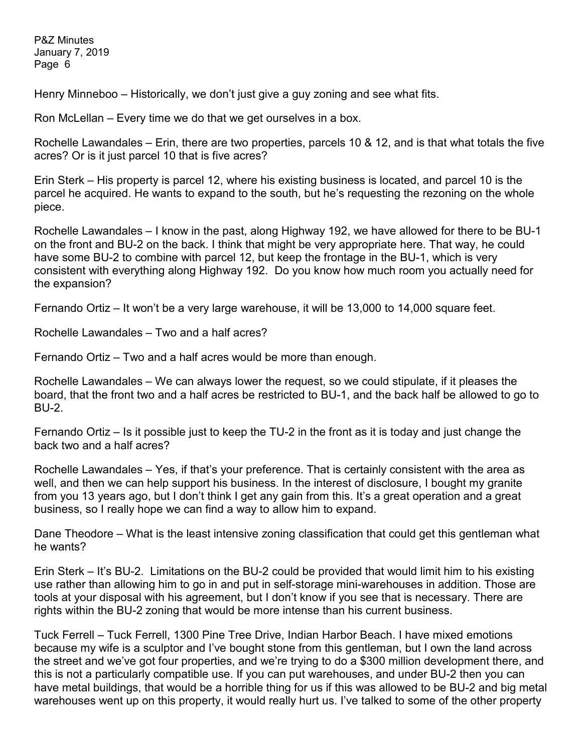Henry Minneboo – Historically, we don't just give a guy zoning and see what fits.

Ron McLellan – Every time we do that we get ourselves in a box.

Rochelle Lawandales – Erin, there are two properties, parcels 10 & 12, and is that what totals the five acres? Or is it just parcel 10 that is five acres?

Erin Sterk – His property is parcel 12, where his existing business is located, and parcel 10 is the parcel he acquired. He wants to expand to the south, but he's requesting the rezoning on the whole piece.

Rochelle Lawandales – I know in the past, along Highway 192, we have allowed for there to be BU-1 on the front and BU-2 on the back. I think that might be very appropriate here. That way, he could have some BU-2 to combine with parcel 12, but keep the frontage in the BU-1, which is very consistent with everything along Highway 192. Do you know how much room you actually need for the expansion?

Fernando Ortiz – It won't be a very large warehouse, it will be 13,000 to 14,000 square feet.

Rochelle Lawandales – Two and a half acres?

Fernando Ortiz – Two and a half acres would be more than enough.

Rochelle Lawandales – We can always lower the request, so we could stipulate, if it pleases the board, that the front two and a half acres be restricted to BU-1, and the back half be allowed to go to BU-2.

Fernando Ortiz – Is it possible just to keep the TU-2 in the front as it is today and just change the back two and a half acres?

Rochelle Lawandales – Yes, if that's your preference. That is certainly consistent with the area as well, and then we can help support his business. In the interest of disclosure, I bought my granite from you 13 years ago, but I don't think I get any gain from this. It's a great operation and a great business, so I really hope we can find a way to allow him to expand.

Dane Theodore – What is the least intensive zoning classification that could get this gentleman what he wants?

Erin Sterk – It's BU-2. Limitations on the BU-2 could be provided that would limit him to his existing use rather than allowing him to go in and put in self-storage mini-warehouses in addition. Those are tools at your disposal with his agreement, but I don't know if you see that is necessary. There are rights within the BU-2 zoning that would be more intense than his current business.

Tuck Ferrell – Tuck Ferrell, 1300 Pine Tree Drive, Indian Harbor Beach. I have mixed emotions because my wife is a sculptor and I've bought stone from this gentleman, but I own the land across the street and we've got four properties, and we're trying to do a $300 million development there, and this is not a particularly compatible use. If you can put warehouses, and under BU-2 then you can have metal buildings, that would be a horrible thing for us if this was allowed to be BU-2 and big metal warehouses went up on this property, it would really hurt us. I've talked to some of the other property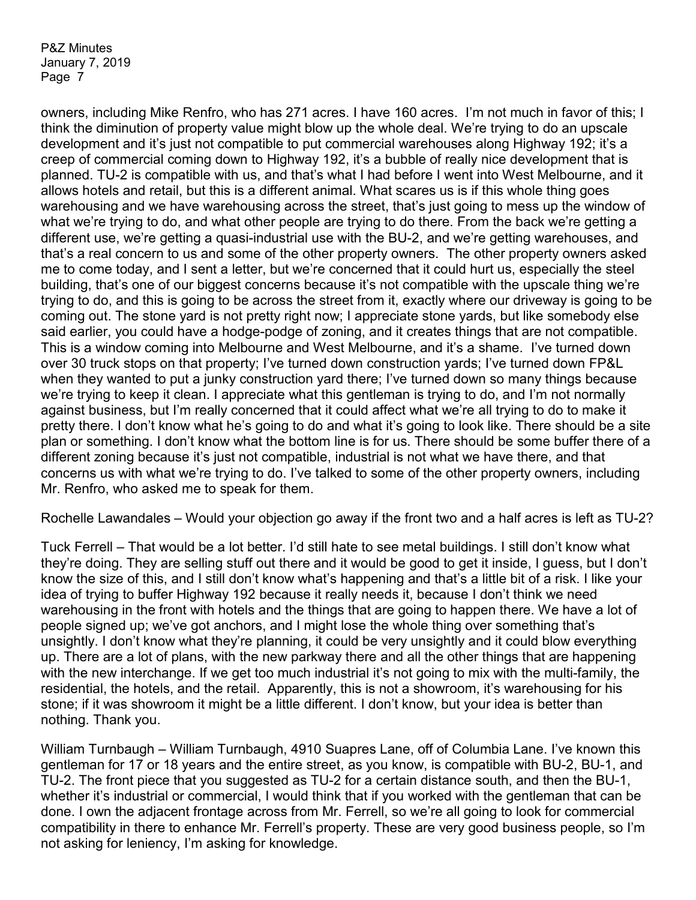owners, including Mike Renfro, who has 271 acres. I have 160 acres. I'm not much in favor of this; I think the diminution of property value might blow up the whole deal. We're trying to do an upscale development and it's just not compatible to put commercial warehouses along Highway 192; it's a creep of commercial coming down to Highway 192, it's a bubble of really nice development that is planned. TU-2 is compatible with us, and that's what I had before I went into West Melbourne, and it allows hotels and retail, but this is a different animal. What scares us is if this whole thing goes warehousing and we have warehousing across the street, that's just going to mess up the window of what we're trying to do, and what other people are trying to do there. From the back we're getting a different use, we're getting a quasi-industrial use with the BU-2, and we're getting warehouses, and that's a real concern to us and some of the other property owners. The other property owners asked me to come today, and I sent a letter, but we're concerned that it could hurt us, especially the steel building, that's one of our biggest concerns because it's not compatible with the upscale thing we're trying to do, and this is going to be across the street from it, exactly where our driveway is going to be coming out. The stone yard is not pretty right now; I appreciate stone yards, but like somebody else said earlier, you could have a hodge-podge of zoning, and it creates things that are not compatible. This is a window coming into Melbourne and West Melbourne, and it's a shame. I've turned down over 30 truck stops on that property; I've turned down construction yards; I've turned down FP&L when they wanted to put a junky construction yard there; I've turned down so many things because we're trying to keep it clean. I appreciate what this gentleman is trying to do, and I'm not normally against business, but I'm really concerned that it could affect what we're all trying to do to make it pretty there. I don't know what he's going to do and what it's going to look like. There should be a site plan or something. I don't know what the bottom line is for us. There should be some buffer there of a different zoning because it's just not compatible, industrial is not what we have there, and that concerns us with what we're trying to do. I've talked to some of the other property owners, including Mr. Renfro, who asked me to speak for them.

Rochelle Lawandales – Would your objection go away if the front two and a half acres is left as TU-2?

Tuck Ferrell – That would be a lot better. I'd still hate to see metal buildings. I still don't know what they're doing. They are selling stuff out there and it would be good to get it inside, I guess, but I don't know the size of this, and I still don't know what's happening and that's a little bit of a risk. I like your idea of trying to buffer Highway 192 because it really needs it, because I don't think we need warehousing in the front with hotels and the things that are going to happen there. We have a lot of people signed up; we've got anchors, and I might lose the whole thing over something that's unsightly. I don't know what they're planning, it could be very unsightly and it could blow everything up. There are a lot of plans, with the new parkway there and all the other things that are happening with the new interchange. If we get too much industrial it's not going to mix with the multi-family, the residential, the hotels, and the retail. Apparently, this is not a showroom, it's warehousing for his stone; if it was showroom it might be a little different. I don't know, but your idea is better than nothing. Thank you.

William Turnbaugh – William Turnbaugh, 4910 Suapres Lane, off of Columbia Lane. I've known this gentleman for 17 or 18 years and the entire street, as you know, is compatible with BU-2, BU-1, and TU-2. The front piece that you suggested as TU-2 for a certain distance south, and then the BU-1, whether it's industrial or commercial, I would think that if you worked with the gentleman that can be done. I own the adjacent frontage across from Mr. Ferrell, so we're all going to look for commercial compatibility in there to enhance Mr. Ferrell's property. These are very good business people, so I'm not asking for leniency, I'm asking for knowledge.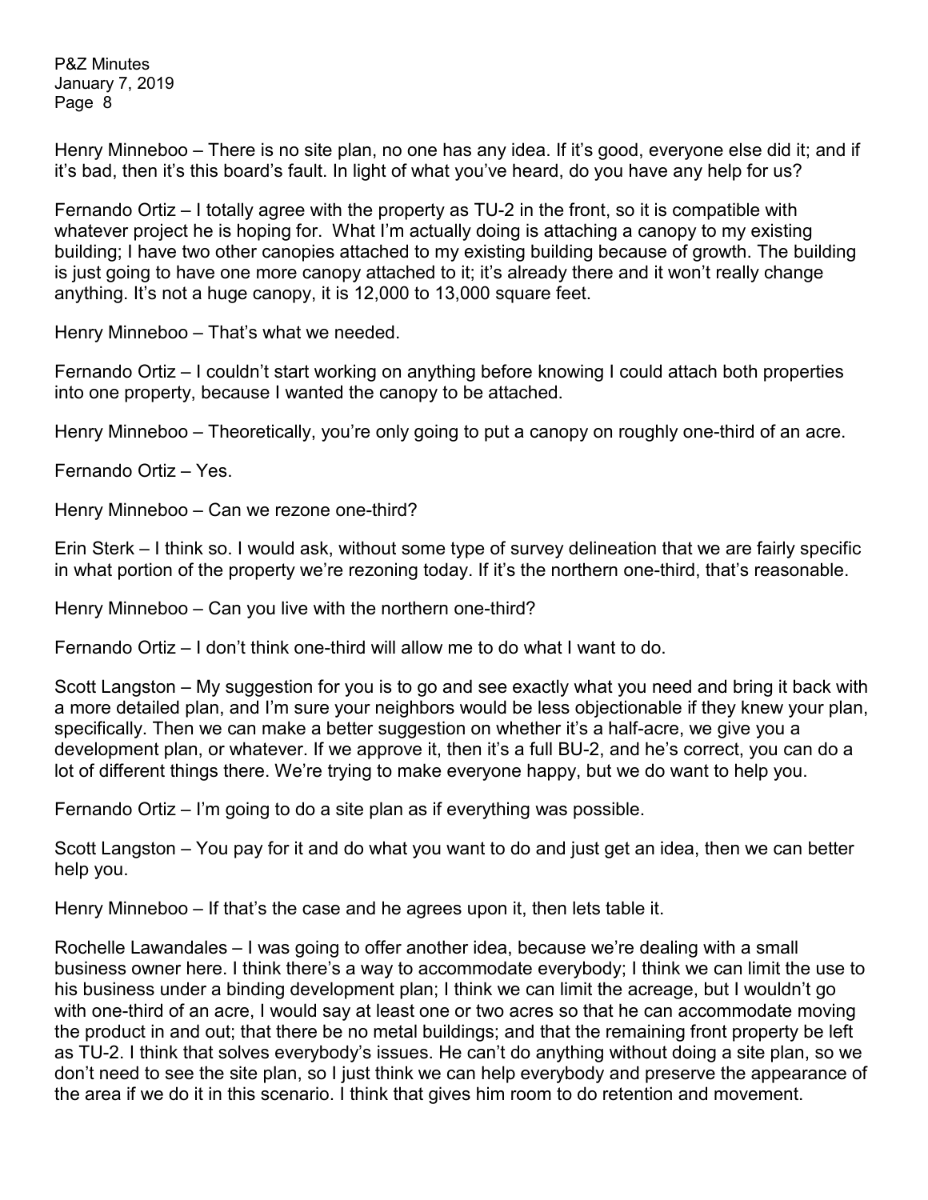Henry Minneboo – There is no site plan, no one has any idea. If it's good, everyone else did it; and if it's bad, then it's this board's fault. In light of what you've heard, do you have any help for us?

Fernando Ortiz – I totally agree with the property as TU-2 in the front, so it is compatible with whatever project he is hoping for. What I'm actually doing is attaching a canopy to my existing building; I have two other canopies attached to my existing building because of growth. The building is just going to have one more canopy attached to it; it's already there and it won't really change anything. It's not a huge canopy, it is 12,000 to 13,000 square feet.

Henry Minneboo – That's what we needed.

Fernando Ortiz – I couldn't start working on anything before knowing I could attach both properties into one property, because I wanted the canopy to be attached.

Henry Minneboo – Theoretically, you're only going to put a canopy on roughly one-third of an acre.

Fernando Ortiz – Yes.

Henry Minneboo – Can we rezone one-third?

Erin Sterk – I think so. I would ask, without some type of survey delineation that we are fairly specific in what portion of the property we're rezoning today. If it's the northern one-third, that's reasonable.

Henry Minneboo – Can you live with the northern one-third?

Fernando Ortiz – I don't think one-third will allow me to do what I want to do.

Scott Langston – My suggestion for you is to go and see exactly what you need and bring it back with a more detailed plan, and I'm sure your neighbors would be less objectionable if they knew your plan, specifically. Then we can make a better suggestion on whether it's a half-acre, we give you a development plan, or whatever. If we approve it, then it's a full BU-2, and he's correct, you can do a lot of different things there. We're trying to make everyone happy, but we do want to help you.

Fernando Ortiz – I'm going to do a site plan as if everything was possible.

Scott Langston – You pay for it and do what you want to do and just get an idea, then we can better help you.

Henry Minneboo – If that's the case and he agrees upon it, then lets table it.

Rochelle Lawandales – I was going to offer another idea, because we're dealing with a small business owner here. I think there's a way to accommodate everybody; I think we can limit the use to his business under a binding development plan; I think we can limit the acreage, but I wouldn't go with one-third of an acre, I would say at least one or two acres so that he can accommodate moving the product in and out; that there be no metal buildings; and that the remaining front property be left as TU-2. I think that solves everybody's issues. He can't do anything without doing a site plan, so we don't need to see the site plan, so I just think we can help everybody and preserve the appearance of the area if we do it in this scenario. I think that gives him room to do retention and movement.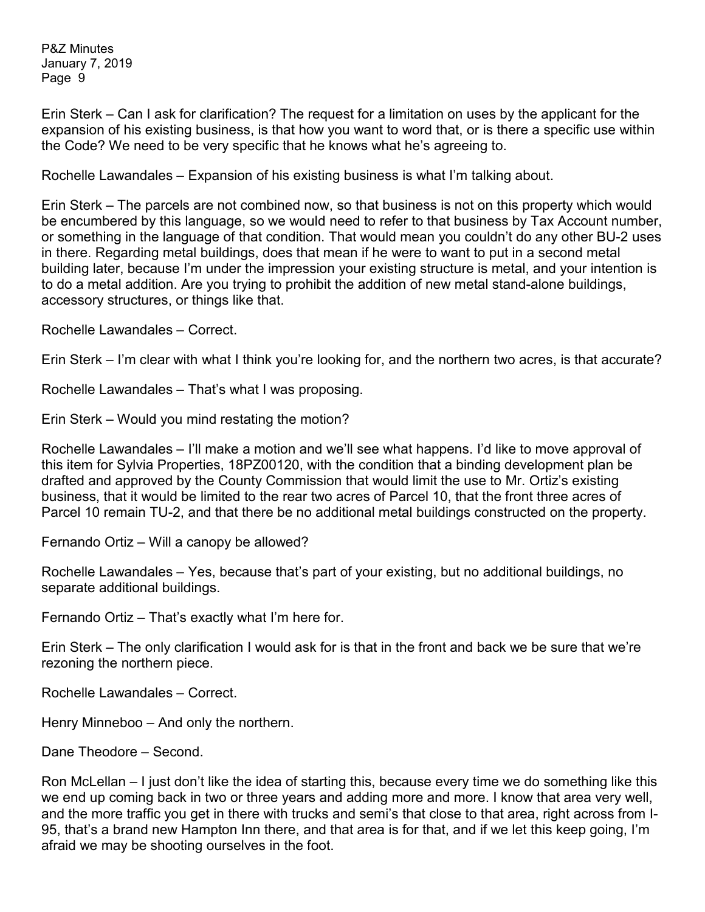Erin Sterk – Can I ask for clarification? The request for a limitation on uses by the applicant for the expansion of his existing business, is that how you want to word that, or is there a specific use within the Code? We need to be very specific that he knows what he's agreeing to.

Rochelle Lawandales – Expansion of his existing business is what I'm talking about.

Erin Sterk – The parcels are not combined now, so that business is not on this property which would be encumbered by this language, so we would need to refer to that business by Tax Account number, or something in the language of that condition. That would mean you couldn't do any other BU-2 uses in there. Regarding metal buildings, does that mean if he were to want to put in a second metal building later, because I'm under the impression your existing structure is metal, and your intention is to do a metal addition. Are you trying to prohibit the addition of new metal stand-alone buildings, accessory structures, or things like that.

Rochelle Lawandales – Correct.

Erin Sterk – I'm clear with what I think you're looking for, and the northern two acres, is that accurate?

Rochelle Lawandales – That's what I was proposing.

Erin Sterk – Would you mind restating the motion?

Rochelle Lawandales – I'll make a motion and we'll see what happens. I'd like to move approval of this item for Sylvia Properties, 18PZ00120, with the condition that a binding development plan be drafted and approved by the County Commission that would limit the use to Mr. Ortiz's existing business, that it would be limited to the rear two acres of Parcel 10, that the front three acres of Parcel 10 remain TU-2, and that there be no additional metal buildings constructed on the property.

Fernando Ortiz – Will a canopy be allowed?

Rochelle Lawandales – Yes, because that's part of your existing, but no additional buildings, no separate additional buildings.

Fernando Ortiz – That's exactly what I'm here for.

Erin Sterk – The only clarification I would ask for is that in the front and back we be sure that we're rezoning the northern piece.

Rochelle Lawandales – Correct.

Henry Minneboo – And only the northern.

Dane Theodore – Second.

Ron McLellan – I just don't like the idea of starting this, because every time we do something like this we end up coming back in two or three years and adding more and more. I know that area very well, and the more traffic you get in there with trucks and semi's that close to that area, right across from I-95, that's a brand new Hampton Inn there, and that area is for that, and if we let this keep going, I'm afraid we may be shooting ourselves in the foot.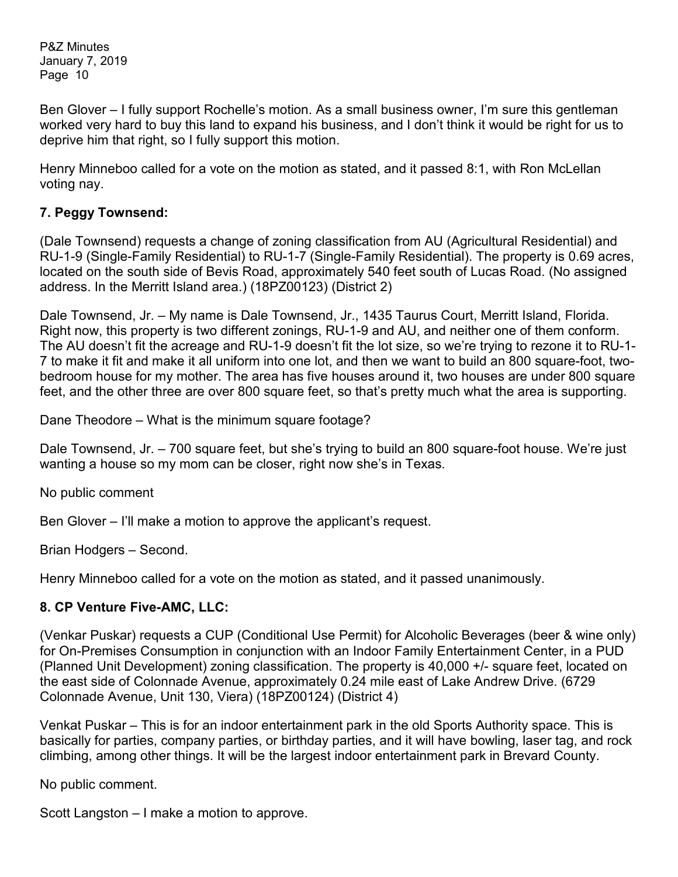Ben Glover – I fully support Rochelle's motion. As a small business owner, I'm sure this gentleman worked very hard to buy this land to expand his business, and I don't think it would be right for us to deprive him that right, so I fully support this motion.

Henry Minneboo called for a vote on the motion as stated, and it passed 8:1, with Ron McLellan voting nay.

**7. Peggy Townsend:**

(Dale Townsend) requests a change of zoning classification from AU (Agricultural Residential) and RU-1-9 (Single-Family Residential) to RU-1-7 (Single-Family Residential). The property is 0.69 acres, located on the south side of Bevis Road, approximately 540 feet south of Lucas Road. (No assigned address. In the Merritt Island area.) (18PZ00123) (District 2)

Dale Townsend, Jr. – My name is Dale Townsend, Jr., 1435 Taurus Court, Merritt Island, Florida. Right now, this property is two different zonings, RU-1-9 and AU, and neither one of them conform. The AU doesn't fit the acreage and RU-1-9 doesn't fit the lot size, so we're trying to rezone it to RU-1-7 to make it fit and make it all uniform into one lot, and then we want to build an 800 square-foot, two-bedroom house for my mother. The area has five houses around it, two houses are under 800 square feet, and the other three are over 800 square feet, so that's pretty much what the area is supporting.

Dane Theodore – What is the minimum square footage?

Dale Townsend, Jr. – 700 square feet, but she's trying to build an 800 square-foot house. We're just wanting a house so my mom can be closer, right now she's in Texas.

No public comment

Ben Glover – I'll make a motion to approve the applicant's request.

Brian Hodgers – Second.

Henry Minneboo called for a vote on the motion as stated, and it passed unanimously.

**8. CP Venture Five-AMC, LLC:**

(Venkar Puskar) requests a CUP (Conditional Use Permit) for Alcoholic Beverages (beer & wine only) for On-Premises Consumption in conjunction with an Indoor Family Entertainment Center, in a PUD (Planned Unit Development) zoning classification. The property is 40,000 +/- square feet, located on the east side of Colonnade Avenue, approximately 0.24 mile east of Lake Andrew Drive. (6729 Colonnade Avenue, Unit 130, Viera) (18PZ00124) (District 4)

Venkat Puskar – This is for an indoor entertainment park in the old Sports Authority space. This is basically for parties, company parties, or birthday parties, and it will have bowling, laser tag, and rock climbing, among other things. It will be the largest indoor entertainment park in Brevard County.

No public comment.

Scott Langston – I make a motion to approve.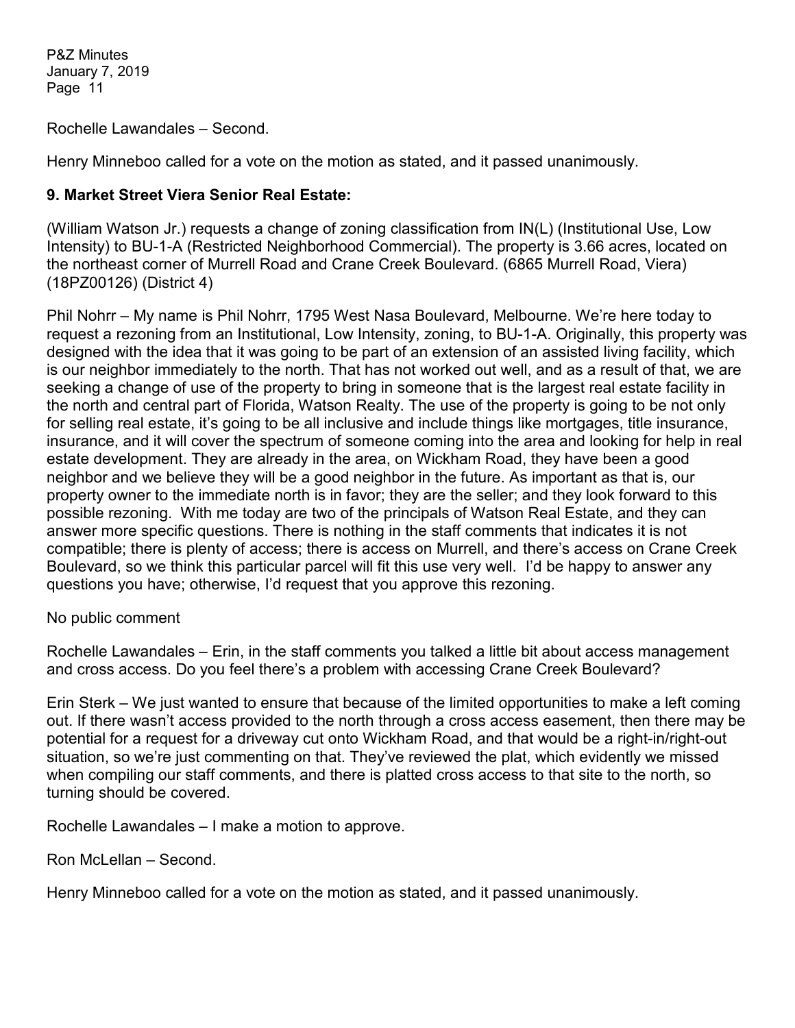Rochelle Lawandales – Second.

Henry Minneboo called for a vote on the motion as stated, and it passed unanimously.

**9. Market Street Viera Senior Real Estate:**

(William Watson Jr.) requests a change of zoning classification from IN(L) (Institutional Use, Low Intensity) to BU-1-A (Restricted Neighborhood Commercial). The property is 3.66 acres, located on the northeast corner of Murrell Road and Crane Creek Boulevard. (6865 Murrell Road, Viera) (18PZ00126) (District 4)

Phil Nohrr – My name is Phil Nohrr, 1795 West Nasa Boulevard, Melbourne. We're here today to request a rezoning from an Institutional, Low Intensity, zoning, to BU-1-A. Originally, this property was designed with the idea that it was going to be part of an extension of an assisted living facility, which is our neighbor immediately to the north. That has not worked out well, and as a result of that, we are seeking a change of use of the property to bring in someone that is the largest real estate facility in the north and central part of Florida, Watson Realty. The use of the property is going to be not only for selling real estate, it's going to be all inclusive and include things like mortgages, title insurance, insurance, and it will cover the spectrum of someone coming into the area and looking for help in real estate development. They are already in the area, on Wickham Road, they have been a good neighbor and we believe they will be a good neighbor in the future. As important as that is, our property owner to the immediate north is in favor; they are the seller; and they look forward to this possible rezoning. With me today are two of the principals of Watson Real Estate, and they can answer more specific questions. There is nothing in the staff comments that indicates it is not compatible; there is plenty of access; there is access on Murrell, and there's access on Crane Creek Boulevard, so we think this particular parcel will fit this use very well. I'd be happy to answer any questions you have; otherwise, I'd request that you approve this rezoning.

No public comment

Rochelle Lawandales – Erin, in the staff comments you talked a little bit about access management and cross access. Do you feel there's a problem with accessing Crane Creek Boulevard?

Erin Sterk – We just wanted to ensure that because of the limited opportunities to make a left coming out. If there wasn't access provided to the north through a cross access easement, then there may be potential for a request for a driveway cut onto Wickham Road, and that would be a right-in/right-out situation, so we're just commenting on that. They've reviewed the plat, which evidently we missed when compiling our staff comments, and there is platted cross access to that site to the north, so turning should be covered.

Rochelle Lawandales – I make a motion to approve.

Ron McLellan – Second.

Henry Minneboo called for a vote on the motion as stated, and it passed unanimously.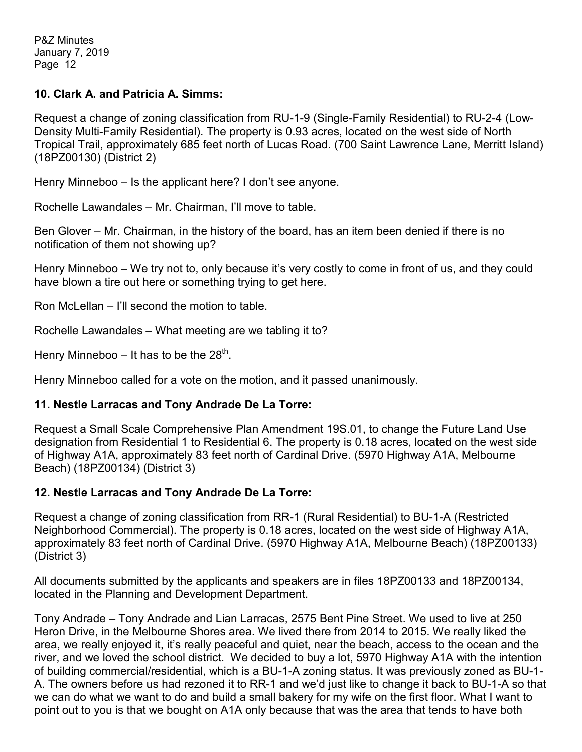### 10. Clark A. and Patricia A. Simms:

Request a change of zoning classification from RU-1-9 (Single-Family Residential) to RU-2-4 (Low-Density Multi-Family Residential). The property is 0.93 acres, located on the west side of North Tropical Trail, approximately 685 feet north of Lucas Road. (700 Saint Lawrence Lane, Merritt Island) (18PZ00130) (District 2)

Henry Minneboo – Is the applicant here? I don't see anyone.

Rochelle Lawandales – Mr. Chairman, I'll move to table.

Ben Glover – Mr. Chairman, in the history of the board, has an item been denied if there is no notification of them not showing up?

Henry Minneboo – We try not to, only because it's very costly to come in front of us, and they could have blown a tire out here or something trying to get here.

Ron McLellan – I'll second the motion to table.

Rochelle Lawandales – What meeting are we tabling it to?

Henry Minneboo – It has to be the 28th.

Henry Minneboo called for a vote on the motion, and it passed unanimously.

### 11. Nestle Larracas and Tony Andrade De La Torre:

Request a Small Scale Comprehensive Plan Amendment 19S.01, to change the Future Land Use designation from Residential 1 to Residential 6. The property is 0.18 acres, located on the west side of Highway A1A, approximately 83 feet north of Cardinal Drive. (5970 Highway A1A, Melbourne Beach) (18PZ00134) (District 3)

### 12. Nestle Larracas and Tony Andrade De La Torre:

Request a change of zoning classification from RR-1 (Rural Residential) to BU-1-A (Restricted Neighborhood Commercial). The property is 0.18 acres, located on the west side of Highway A1A, approximately 83 feet north of Cardinal Drive. (5970 Highway A1A, Melbourne Beach) (18PZ00133) (District 3)

All documents submitted by the applicants and speakers are in files 18PZ00133 and 18PZ00134, located in the Planning and Development Department.

Tony Andrade – Tony Andrade and Lian Larracas, 2575 Bent Pine Street. We used to live at 250 Heron Drive, in the Melbourne Shores area. We lived there from 2014 to 2015. We really liked the area, we really enjoyed it, it's really peaceful and quiet, near the beach, access to the ocean and the river, and we loved the school district. We decided to buy a lot, 5970 Highway A1A with the intention of building commercial/residential, which is a BU-1-A zoning status. It was previously zoned as BU-1-A. The owners before us had rezoned it to RR-1 and we'd just like to change it back to BU-1-A so that we can do what we want to do and build a small bakery for my wife on the first floor. What I want to point out to you is that we bought on A1A only because that was the area that tends to have both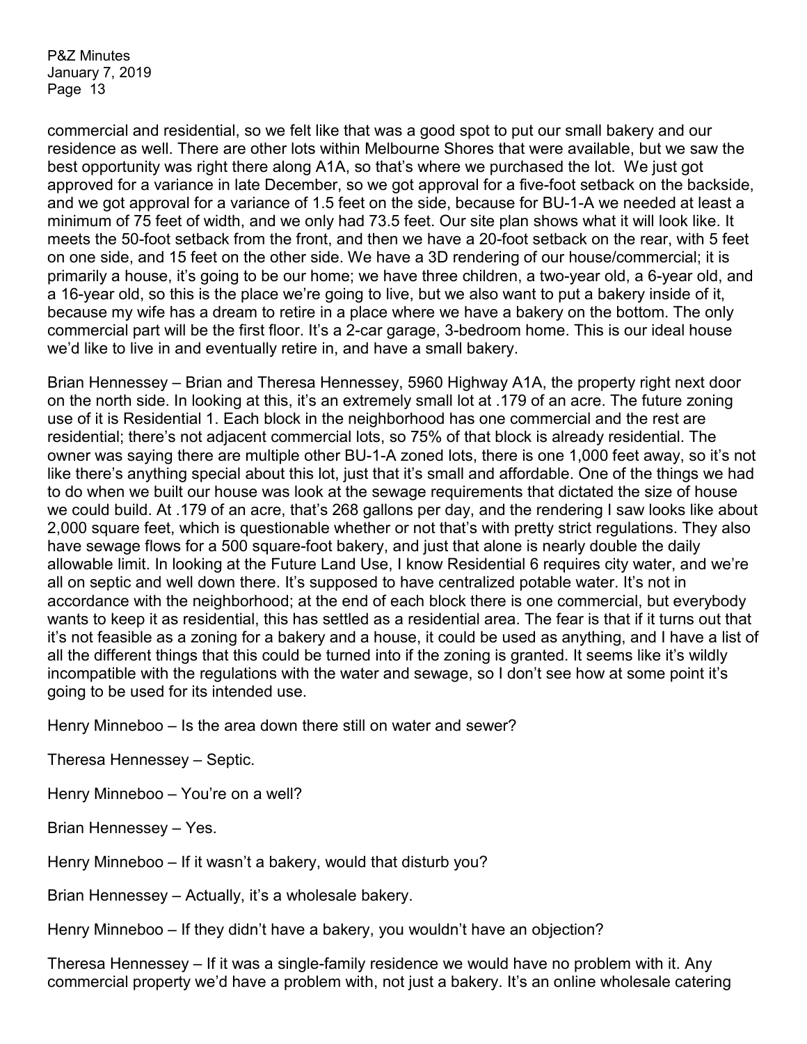commercial and residential, so we felt like that was a good spot to put our small bakery and our residence as well. There are other lots within Melbourne Shores that were available, but we saw the best opportunity was right there along A1A, so that's where we purchased the lot. We just got approved for a variance in late December, so we got approval for a five-foot setback on the backside, and we got approval for a variance of 1.5 feet on the side, because for BU-1-A we needed at least a minimum of 75 feet of width, and we only had 73.5 feet. Our site plan shows what it will look like. It meets the 50-foot setback from the front, and then we have a 20-foot setback on the rear, with 5 feet on one side, and 15 feet on the other side. We have a 3D rendering of our house/commercial; it is primarily a house, it's going to be our home; we have three children, a two-year old, a 6-year old, and a 16-year old, so this is the place we're going to live, but we also want to put a bakery inside of it, because my wife has a dream to retire in a place where we have a bakery on the bottom. The only commercial part will be the first floor. It's a 2-car garage, 3-bedroom home. This is our ideal house we'd like to live in and eventually retire in, and have a small bakery.

Brian Hennessey – Brian and Theresa Hennessey, 5960 Highway A1A, the property right next door on the north side. In looking at this, it's an extremely small lot at .179 of an acre. The future zoning use of it is Residential 1. Each block in the neighborhood has one commercial and the rest are residential; there's not adjacent commercial lots, so 75% of that block is already residential. The owner was saying there are multiple other BU-1-A zoned lots, there is one 1,000 feet away, so it's not like there's anything special about this lot, just that it's small and affordable. One of the things we had to do when we built our house was look at the sewage requirements that dictated the size of house we could build. At .179 of an acre, that's 268 gallons per day, and the rendering I saw looks like about 2,000 square feet, which is questionable whether or not that's with pretty strict regulations. They also have sewage flows for a 500 square-foot bakery, and just that alone is nearly double the daily allowable limit. In looking at the Future Land Use, I know Residential 6 requires city water, and we're all on septic and well down there. It's supposed to have centralized potable water. It's not in accordance with the neighborhood; at the end of each block there is one commercial, but everybody wants to keep it as residential, this has settled as a residential area. The fear is that if it turns out that it's not feasible as a zoning for a bakery and a house, it could be used as anything, and I have a list of all the different things that this could be turned into if the zoning is granted. It seems like it's wildly incompatible with the regulations with the water and sewage, so I don't see how at some point it's going to be used for its intended use.

Henry Minneboo – Is the area down there still on water and sewer?

Theresa Hennessey – Septic.

Henry Minneboo – You're on a well?

Brian Hennessey – Yes.

Henry Minneboo – If it wasn't a bakery, would that disturb you?

Brian Hennessey – Actually, it's a wholesale bakery.

Henry Minneboo – If they didn't have a bakery, you wouldn't have an objection?

Theresa Hennessey – If it was a single-family residence we would have no problem with it. Any commercial property we'd have a problem with, not just a bakery. It's an online wholesale catering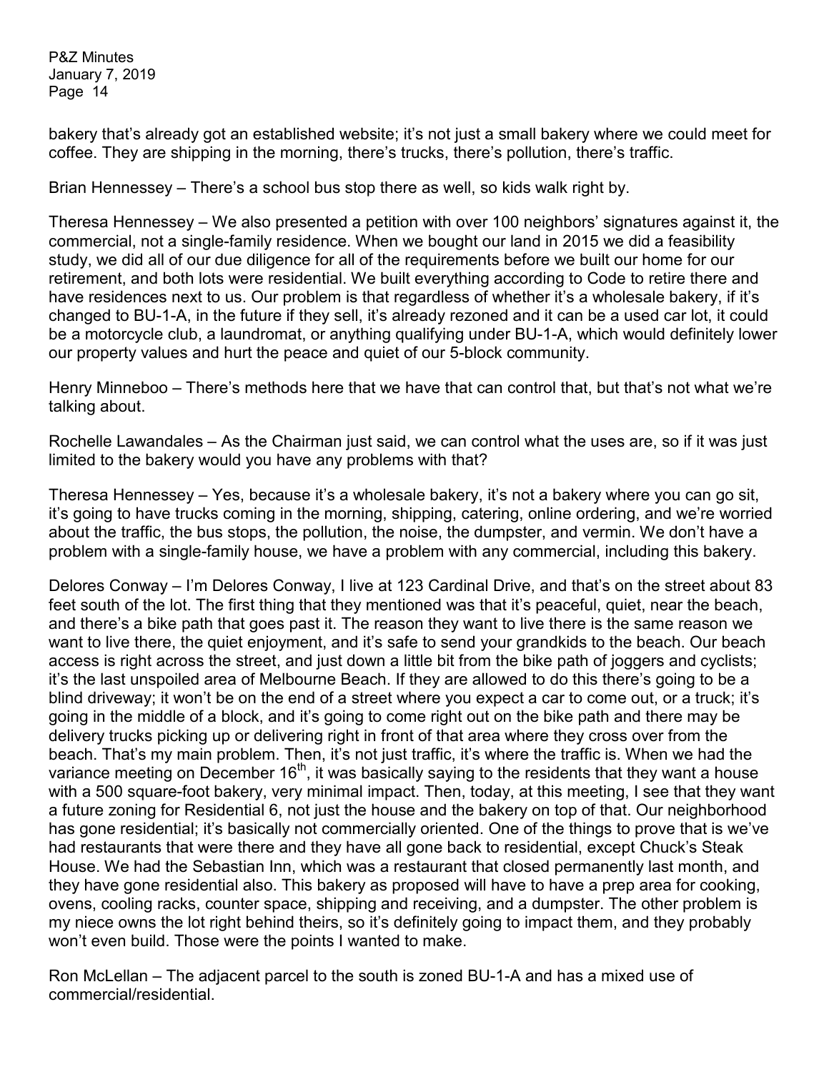bakery that's already got an established website; it's not just a small bakery where we could meet for coffee. They are shipping in the morning, there's trucks, there's pollution, there's traffic.

Brian Hennessey – There's a school bus stop there as well, so kids walk right by.

Theresa Hennessey – We also presented a petition with over 100 neighbors' signatures against it, the commercial, not a single-family residence. When we bought our land in 2015 we did a feasibility study, we did all of our due diligence for all of the requirements before we built our home for our retirement, and both lots were residential. We built everything according to Code to retire there and have residences next to us. Our problem is that regardless of whether it's a wholesale bakery, if it's changed to BU-1-A, in the future if they sell, it's already rezoned and it can be a used car lot, it could be a motorcycle club, a laundromat, or anything qualifying under BU-1-A, which would definitely lower our property values and hurt the peace and quiet of our 5-block community.

Henry Minneboo – There's methods here that we have that can control that, but that's not what we're talking about.

Rochelle Lawandales – As the Chairman just said, we can control what the uses are, so if it was just limited to the bakery would you have any problems with that?

Theresa Hennessey – Yes, because it's a wholesale bakery, it's not a bakery where you can go sit, it's going to have trucks coming in the morning, shipping, catering, online ordering, and we're worried about the traffic, the bus stops, the pollution, the noise, the dumpster, and vermin. We don't have a problem with a single-family house, we have a problem with any commercial, including this bakery.

Delores Conway – I'm Delores Conway, I live at 123 Cardinal Drive, and that's on the street about 83 feet south of the lot. The first thing that they mentioned was that it's peaceful, quiet, near the beach, and there's a bike path that goes past it. The reason they want to live there is the same reason we want to live there, the quiet enjoyment, and it's safe to send your grandkids to the beach. Our beach access is right across the street, and just down a little bit from the bike path of joggers and cyclists; it's the last unspoiled area of Melbourne Beach. If they are allowed to do this there's going to be a blind driveway; it won't be on the end of a street where you expect a car to come out, or a truck; it's going in the middle of a block, and it's going to come right out on the bike path and there may be delivery trucks picking up or delivering right in front of that area where they cross over from the beach. That's my main problem. Then, it's not just traffic, it's where the traffic is. When we had the variance meeting on December 16th, it was basically saying to the residents that they want a house with a 500 square-foot bakery, very minimal impact. Then, today, at this meeting, I see that they want a future zoning for Residential 6, not just the house and the bakery on top of that. Our neighborhood has gone residential; it's basically not commercially oriented. One of the things to prove that is we've had restaurants that were there and they have all gone back to residential, except Chuck's Steak House. We had the Sebastian Inn, which was a restaurant that closed permanently last month, and they have gone residential also. This bakery as proposed will have to have a prep area for cooking, ovens, cooling racks, counter space, shipping and receiving, and a dumpster. The other problem is my niece owns the lot right behind theirs, so it's definitely going to impact them, and they probably won't even build. Those were the points I wanted to make.

Ron McLellan – The adjacent parcel to the south is zoned BU-1-A and has a mixed use of commercial/residential.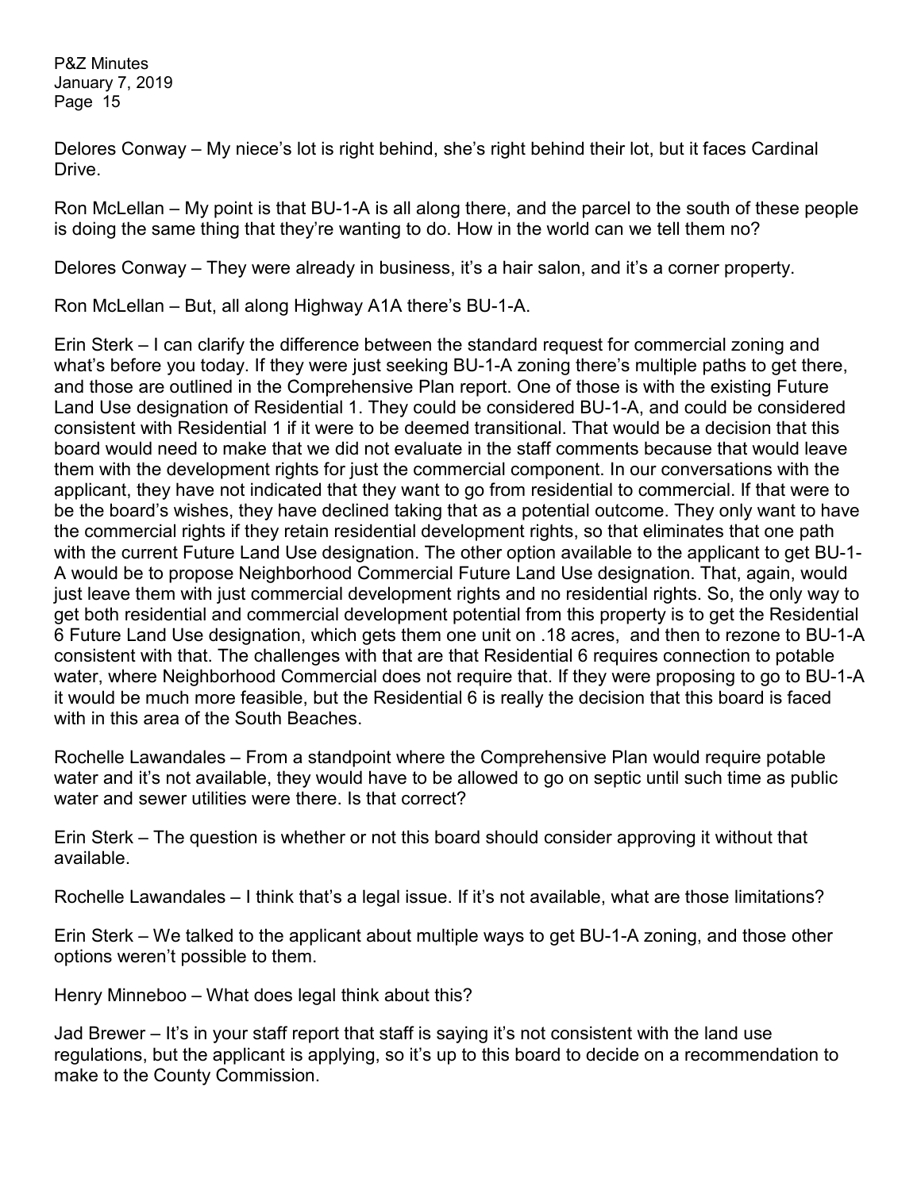Delores Conway – My niece's lot is right behind, she's right behind their lot, but it faces Cardinal Drive.

Ron McLellan – My point is that BU-1-A is all along there, and the parcel to the south of these people is doing the same thing that they're wanting to do. How in the world can we tell them no?

Delores Conway – They were already in business, it's a hair salon, and it's a corner property.

Ron McLellan – But, all along Highway A1A there's BU-1-A.

Erin Sterk – I can clarify the difference between the standard request for commercial zoning and what's before you today. If they were just seeking BU-1-A zoning there's multiple paths to get there, and those are outlined in the Comprehensive Plan report. One of those is with the existing Future Land Use designation of Residential 1. They could be considered BU-1-A, and could be considered consistent with Residential 1 if it were to be deemed transitional. That would be a decision that this board would need to make that we did not evaluate in the staff comments because that would leave them with the development rights for just the commercial component. In our conversations with the applicant, they have not indicated that they want to go from residential to commercial. If that were to be the board's wishes, they have declined taking that as a potential outcome. They only want to have the commercial rights if they retain residential development rights, so that eliminates that one path with the current Future Land Use designation. The other option available to the applicant to get BU-1-A would be to propose Neighborhood Commercial Future Land Use designation. That, again, would just leave them with just commercial development rights and no residential rights. So, the only way to get both residential and commercial development potential from this property is to get the Residential 6 Future Land Use designation, which gets them one unit on .18 acres, and then to rezone to BU-1-A consistent with that. The challenges with that are that Residential 6 requires connection to potable water, where Neighborhood Commercial does not require that. If they were proposing to go to BU-1-A it would be much more feasible, but the Residential 6 is really the decision that this board is faced with in this area of the South Beaches.

Rochelle Lawandales – From a standpoint where the Comprehensive Plan would require potable water and it's not available, they would have to be allowed to go on septic until such time as public water and sewer utilities were there. Is that correct?

Erin Sterk – The question is whether or not this board should consider approving it without that available.

Rochelle Lawandales – I think that's a legal issue. If it's not available, what are those limitations?

Erin Sterk – We talked to the applicant about multiple ways to get BU-1-A zoning, and those other options weren't possible to them.

Henry Minneboo – What does legal think about this?

Jad Brewer – It's in your staff report that staff is saying it's not consistent with the land use regulations, but the applicant is applying, so it's up to this board to decide on a recommendation to make to the County Commission.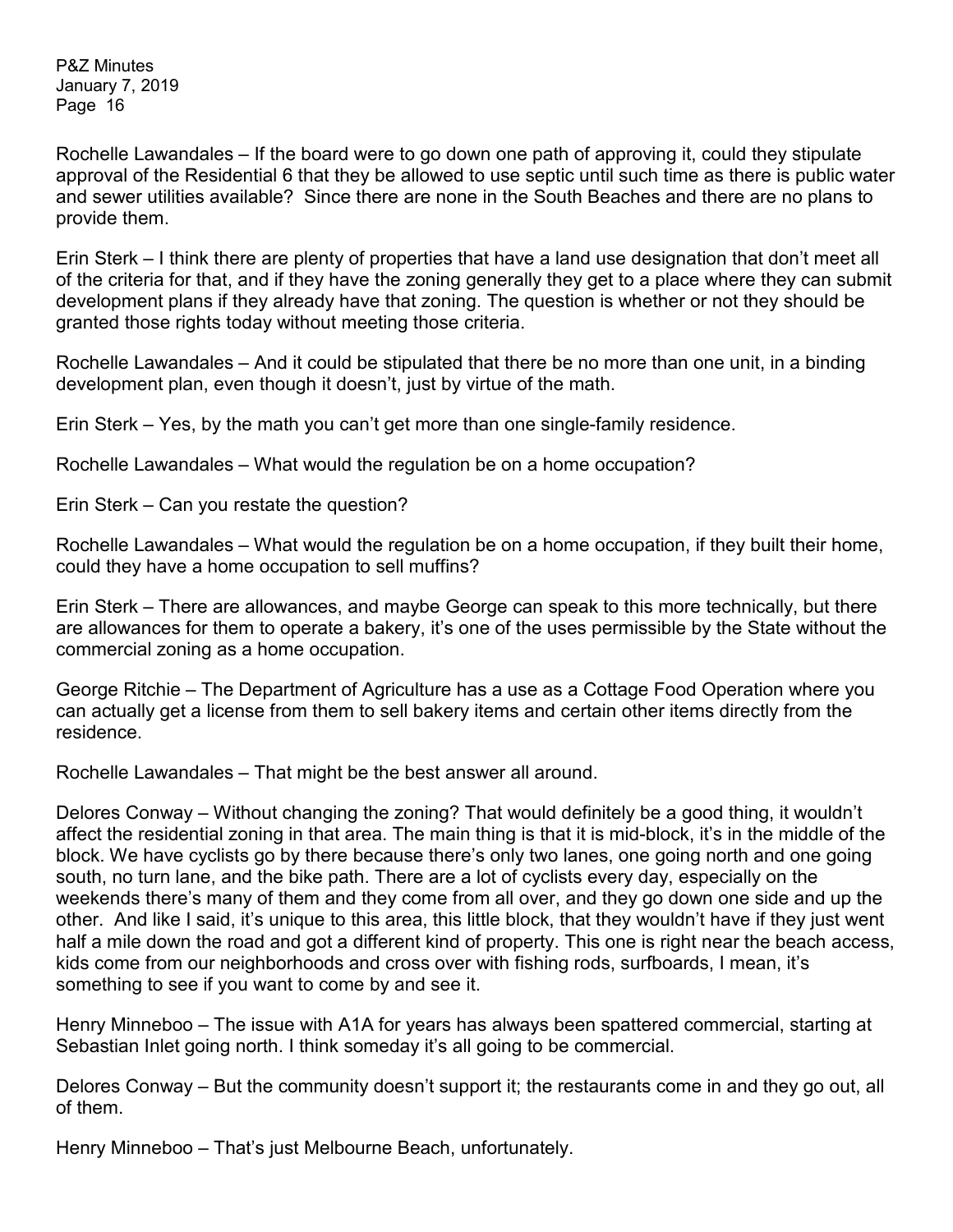Rochelle Lawandales – If the board were to go down one path of approving it, could they stipulate approval of the Residential 6 that they be allowed to use septic until such time as there is public water and sewer utilities available? Since there are none in the South Beaches and there are no plans to provide them.

Erin Sterk – I think there are plenty of properties that have a land use designation that don't meet all of the criteria for that, and if they have the zoning generally they get to a place where they can submit development plans if they already have that zoning. The question is whether or not they should be granted those rights today without meeting those criteria.

Rochelle Lawandales – And it could be stipulated that there be no more than one unit, in a binding development plan, even though it doesn't, just by virtue of the math.

Erin Sterk – Yes, by the math you can't get more than one single-family residence.

Rochelle Lawandales – What would the regulation be on a home occupation?

Erin Sterk – Can you restate the question?

Rochelle Lawandales – What would the regulation be on a home occupation, if they built their home, could they have a home occupation to sell muffins?

Erin Sterk – There are allowances, and maybe George can speak to this more technically, but there are allowances for them to operate a bakery, it's one of the uses permissible by the State without the commercial zoning as a home occupation.

George Ritchie – The Department of Agriculture has a use as a Cottage Food Operation where you can actually get a license from them to sell bakery items and certain other items directly from the residence.

Rochelle Lawandales – That might be the best answer all around.

Delores Conway – Without changing the zoning? That would definitely be a good thing, it wouldn't affect the residential zoning in that area. The main thing is that it is mid-block, it's in the middle of the block. We have cyclists go by there because there's only two lanes, one going north and one going south, no turn lane, and the bike path. There are a lot of cyclists every day, especially on the weekends there's many of them and they come from all over, and they go down one side and up the other. And like I said, it's unique to this area, this little block, that they wouldn't have if they just went half a mile down the road and got a different kind of property. This one is right near the beach access, kids come from our neighborhoods and cross over with fishing rods, surfboards, I mean, it's something to see if you want to come by and see it.

Henry Minneboo – The issue with A1A for years has always been spattered commercial, starting at Sebastian Inlet going north. I think someday it's all going to be commercial.

Delores Conway – But the community doesn't support it; the restaurants come in and they go out, all of them.

Henry Minneboo – That's just Melbourne Beach, unfortunately.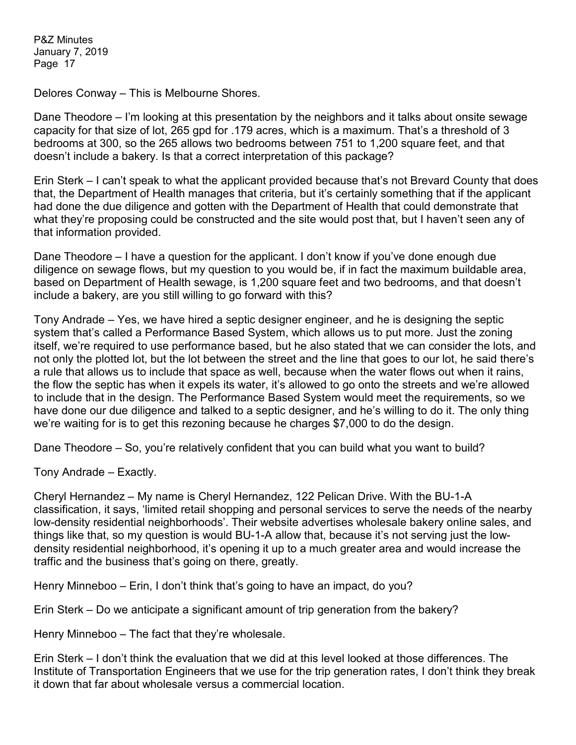Delores Conway – This is Melbourne Shores.

Dane Theodore – I'm looking at this presentation by the neighbors and it talks about onsite sewage capacity for that size of lot, 265 gpd for .179 acres, which is a maximum. That's a threshold of 3 bedrooms at 300, so the 265 allows two bedrooms between 751 to 1,200 square feet, and that doesn't include a bakery. Is that a correct interpretation of this package?

Erin Sterk – I can't speak to what the applicant provided because that's not Brevard County that does that, the Department of Health manages that criteria, but it's certainly something that if the applicant had done the due diligence and gotten with the Department of Health that could demonstrate that what they're proposing could be constructed and the site would post that, but I haven't seen any of that information provided.

Dane Theodore – I have a question for the applicant. I don't know if you've done enough due diligence on sewage flows, but my question to you would be, if in fact the maximum buildable area, based on Department of Health sewage, is 1,200 square feet and two bedrooms, and that doesn't include a bakery, are you still willing to go forward with this?

Tony Andrade – Yes, we have hired a septic designer engineer, and he is designing the septic system that's called a Performance Based System, which allows us to put more. Just the zoning itself, we're required to use performance based, but he also stated that we can consider the lots, and not only the plotted lot, but the lot between the street and the line that goes to our lot, he said there's a rule that allows us to include that space as well, because when the water flows out when it rains, the flow the septic has when it expels its water, it's allowed to go onto the streets and we're allowed to include that in the design. The Performance Based System would meet the requirements, so we have done our due diligence and talked to a septic designer, and he's willing to do it. The only thing we're waiting for is to get this rezoning because he charges $7,000 to do the design.

Dane Theodore – So, you're relatively confident that you can build what you want to build?

Tony Andrade – Exactly.

Cheryl Hernandez – My name is Cheryl Hernandez, 122 Pelican Drive. With the BU-1-A classification, it says, 'limited retail shopping and personal services to serve the needs of the nearby low-density residential neighborhoods'. Their website advertises wholesale bakery online sales, and things like that, so my question is would BU-1-A allow that, because it's not serving just the low-density residential neighborhood, it's opening it up to a much greater area and would increase the traffic and the business that's going on there, greatly.

Henry Minneboo – Erin, I don't think that's going to have an impact, do you?

Erin Sterk – Do we anticipate a significant amount of trip generation from the bakery?

Henry Minneboo – The fact that they're wholesale.

Erin Sterk – I don't think the evaluation that we did at this level looked at those differences. The Institute of Transportation Engineers that we use for the trip generation rates, I don't think they break it down that far about wholesale versus a commercial location.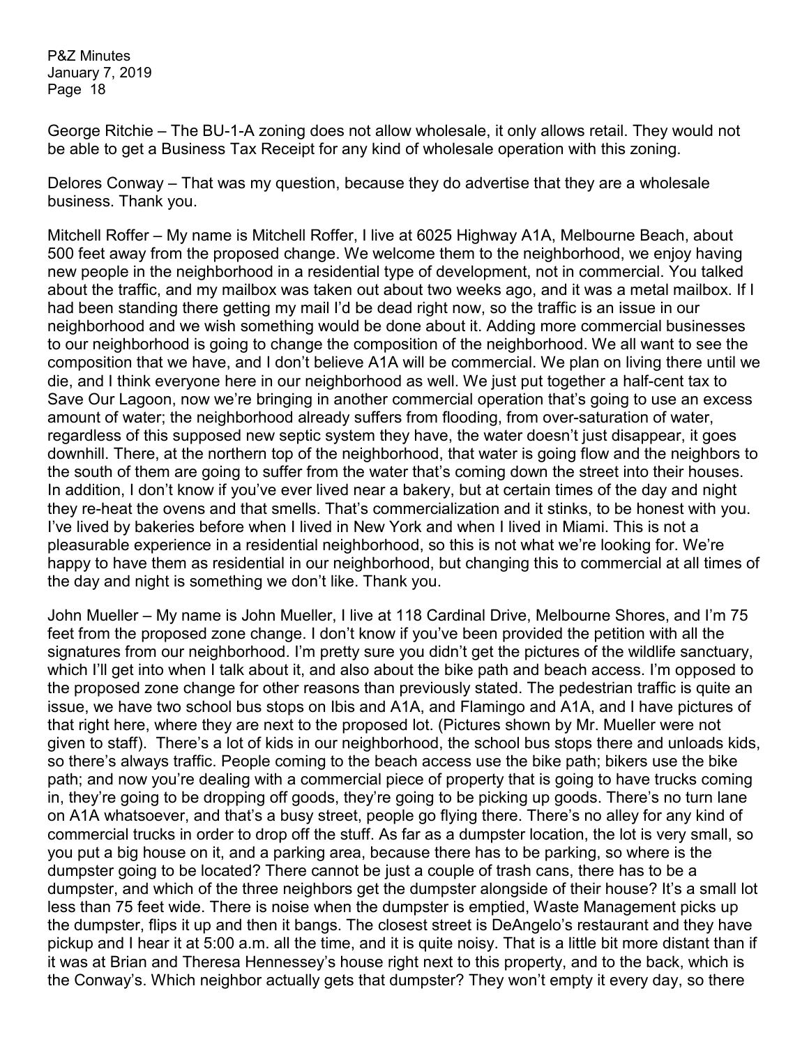George Ritchie – The BU-1-A zoning does not allow wholesale, it only allows retail. They would not be able to get a Business Tax Receipt for any kind of wholesale operation with this zoning.

Delores Conway – That was my question, because they do advertise that they are a wholesale business. Thank you.

Mitchell Roffer – My name is Mitchell Roffer, I live at 6025 Highway A1A, Melbourne Beach, about 500 feet away from the proposed change. We welcome them to the neighborhood, we enjoy having new people in the neighborhood in a residential type of development, not in commercial. You talked about the traffic, and my mailbox was taken out about two weeks ago, and it was a metal mailbox. If I had been standing there getting my mail I'd be dead right now, so the traffic is an issue in our neighborhood and we wish something would be done about it. Adding more commercial businesses to our neighborhood is going to change the composition of the neighborhood. We all want to see the composition that we have, and I don't believe A1A will be commercial. We plan on living there until we die, and I think everyone here in our neighborhood as well. We just put together a half-cent tax to Save Our Lagoon, now we're bringing in another commercial operation that's going to use an excess amount of water; the neighborhood already suffers from flooding, from over-saturation of water, regardless of this supposed new septic system they have, the water doesn't just disappear, it goes downhill. There, at the northern top of the neighborhood, that water is going flow and the neighbors to the south of them are going to suffer from the water that's coming down the street into their houses. In addition, I don't know if you've ever lived near a bakery, but at certain times of the day and night they re-heat the ovens and that smells. That's commercialization and it stinks, to be honest with you. I've lived by bakeries before when I lived in New York and when I lived in Miami. This is not a pleasurable experience in a residential neighborhood, so this is not what we're looking for. We're happy to have them as residential in our neighborhood, but changing this to commercial at all times of the day and night is something we don't like. Thank you.

John Mueller – My name is John Mueller, I live at 118 Cardinal Drive, Melbourne Shores, and I'm 75 feet from the proposed zone change. I don't know if you've been provided the petition with all the signatures from our neighborhood. I'm pretty sure you didn't get the pictures of the wildlife sanctuary, which I'll get into when I talk about it, and also about the bike path and beach access. I'm opposed to the proposed zone change for other reasons than previously stated. The pedestrian traffic is quite an issue, we have two school bus stops on Ibis and A1A, and Flamingo and A1A, and I have pictures of that right here, where they are next to the proposed lot. (Pictures shown by Mr. Mueller were not given to staff). There's a lot of kids in our neighborhood, the school bus stops there and unloads kids, so there's always traffic. People coming to the beach access use the bike path; bikers use the bike path; and now you're dealing with a commercial piece of property that is going to have trucks coming in, they're going to be dropping off goods, they're going to be picking up goods. There's no turn lane on A1A whatsoever, and that's a busy street, people go flying there. There's no alley for any kind of commercial trucks in order to drop off the stuff. As far as a dumpster location, the lot is very small, so you put a big house on it, and a parking area, because there has to be parking, so where is the dumpster going to be located? There cannot be just a couple of trash cans, there has to be a dumpster, and which of the three neighbors get the dumpster alongside of their house? It's a small lot less than 75 feet wide. There is noise when the dumpster is emptied, Waste Management picks up the dumpster, flips it up and then it bangs. The closest street is DeAngelo's restaurant and they have pickup and I hear it at 5:00 a.m. all the time, and it is quite noisy. That is a little bit more distant than if it was at Brian and Theresa Hennessey's house right next to this property, and to the back, which is the Conway's. Which neighbor actually gets that dumpster? They won't empty it every day, so there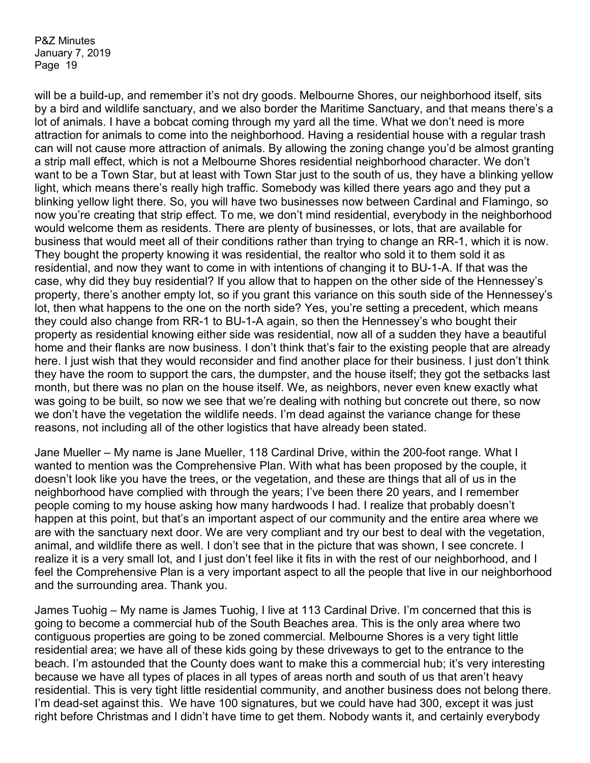will be a build-up, and remember it's not dry goods. Melbourne Shores, our neighborhood itself, sits by a bird and wildlife sanctuary, and we also border the Maritime Sanctuary, and that means there's a lot of animals. I have a bobcat coming through my yard all the time. What we don't need is more attraction for animals to come into the neighborhood. Having a residential house with a regular trash can will not cause more attraction of animals. By allowing the zoning change you'd be almost granting a strip mall effect, which is not a Melbourne Shores residential neighborhood character. We don't want to be a Town Star, but at least with Town Star just to the south of us, they have a blinking yellow light, which means there's really high traffic. Somebody was killed there years ago and they put a blinking yellow light there. So, you will have two businesses now between Cardinal and Flamingo, so now you're creating that strip effect. To me, we don't mind residential, everybody in the neighborhood would welcome them as residents. There are plenty of businesses, or lots, that are available for business that would meet all of their conditions rather than trying to change an RR-1, which it is now. They bought the property knowing it was residential, the realtor who sold it to them sold it as residential, and now they want to come in with intentions of changing it to BU-1-A. If that was the case, why did they buy residential? If you allow that to happen on the other side of the Hennessey's property, there's another empty lot, so if you grant this variance on this south side of the Hennessey's lot, then what happens to the one on the north side? Yes, you're setting a precedent, which means they could also change from RR-1 to BU-1-A again, so then the Hennessey's who bought their property as residential knowing either side was residential, now all of a sudden they have a beautiful home and their flanks are now business. I don't think that's fair to the existing people that are already here. I just wish that they would reconsider and find another place for their business. I just don't think they have the room to support the cars, the dumpster, and the house itself; they got the setbacks last month, but there was no plan on the house itself. We, as neighbors, never even knew exactly what was going to be built, so now we see that we're dealing with nothing but concrete out there, so now we don't have the vegetation the wildlife needs. I'm dead against the variance change for these reasons, not including all of the other logistics that have already been stated.

Jane Mueller – My name is Jane Mueller, 118 Cardinal Drive, within the 200-foot range. What I wanted to mention was the Comprehensive Plan. With what has been proposed by the couple, it doesn't look like you have the trees, or the vegetation, and these are things that all of us in the neighborhood have complied with through the years; I've been there 20 years, and I remember people coming to my house asking how many hardwoods I had. I realize that probably doesn't happen at this point, but that's an important aspect of our community and the entire area where we are with the sanctuary next door. We are very compliant and try our best to deal with the vegetation, animal, and wildlife there as well. I don't see that in the picture that was shown, I see concrete. I realize it is a very small lot, and I just don't feel like it fits in with the rest of our neighborhood, and I feel the Comprehensive Plan is a very important aspect to all the people that live in our neighborhood and the surrounding area. Thank you.

James Tuohig – My name is James Tuohig, I live at 113 Cardinal Drive. I'm concerned that this is going to become a commercial hub of the South Beaches area. This is the only area where two contiguous properties are going to be zoned commercial. Melbourne Shores is a very tight little residential area; we have all of these kids going by these driveways to get to the entrance to the beach. I'm astounded that the County does want to make this a commercial hub; it's very interesting because we have all types of places in all types of areas north and south of us that aren't heavy residential. This is very tight little residential community, and another business does not belong there. I'm dead-set against this. We have 100 signatures, but we could have had 300, except it was just right before Christmas and I didn't have time to get them. Nobody wants it, and certainly everybody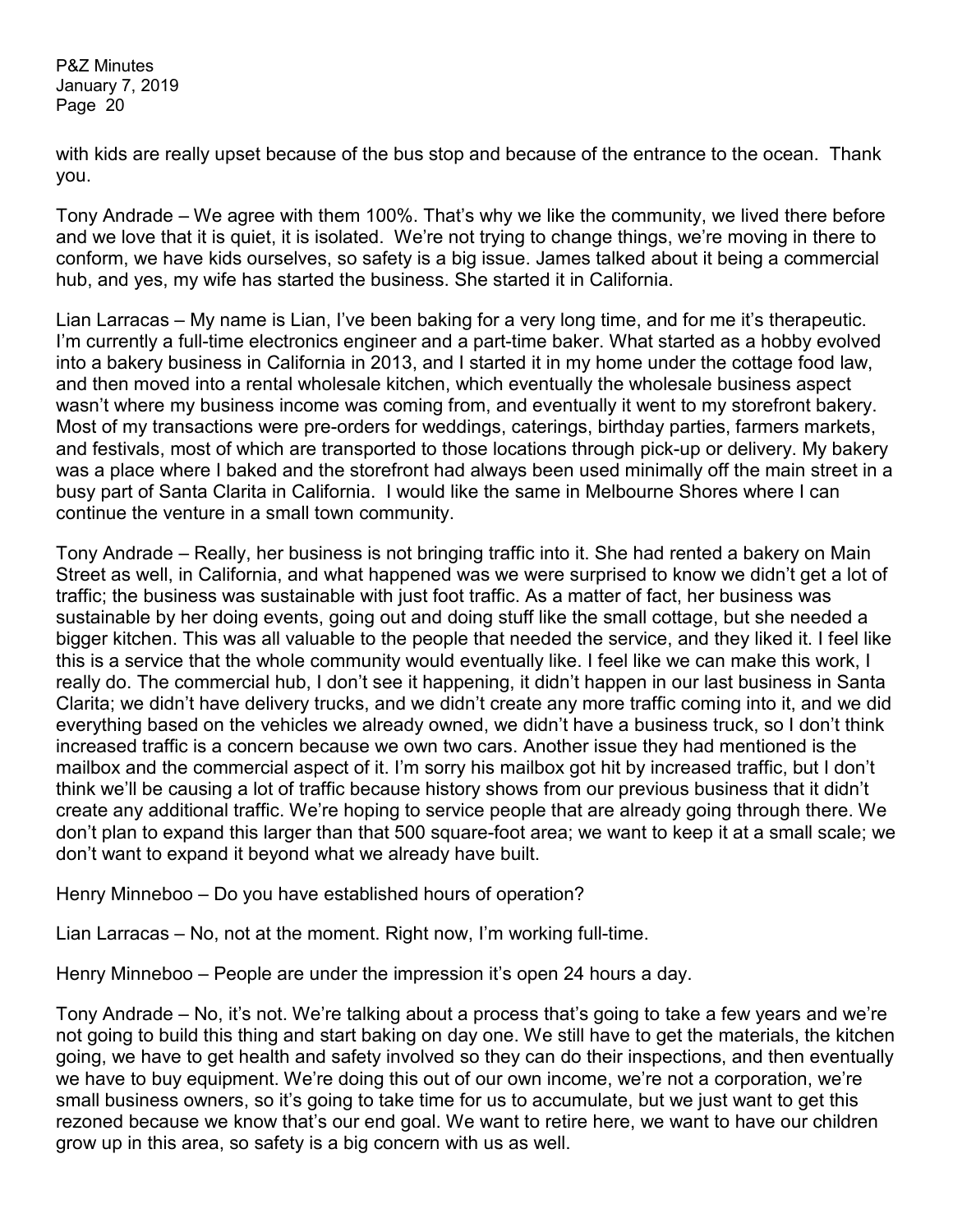with kids are really upset because of the bus stop and because of the entrance to the ocean. Thank you.

Tony Andrade – We agree with them 100%. That's why we like the community, we lived there before and we love that it is quiet, it is isolated. We're not trying to change things, we're moving in there to conform, we have kids ourselves, so safety is a big issue. James talked about it being a commercial hub, and yes, my wife has started the business. She started it in California.

Lian Larracas – My name is Lian, I've been baking for a very long time, and for me it's therapeutic. I'm currently a full-time electronics engineer and a part-time baker. What started as a hobby evolved into a bakery business in California in 2013, and I started it in my home under the cottage food law, and then moved into a rental wholesale kitchen, which eventually the wholesale business aspect wasn't where my business income was coming from, and eventually it went to my storefront bakery. Most of my transactions were pre-orders for weddings, caterings, birthday parties, farmers markets, and festivals, most of which are transported to those locations through pick-up or delivery. My bakery was a place where I baked and the storefront had always been used minimally off the main street in a busy part of Santa Clarita in California. I would like the same in Melbourne Shores where I can continue the venture in a small town community.

Tony Andrade – Really, her business is not bringing traffic into it. She had rented a bakery on Main Street as well, in California, and what happened was we were surprised to know we didn't get a lot of traffic; the business was sustainable with just foot traffic. As a matter of fact, her business was sustainable by her doing events, going out and doing stuff like the small cottage, but she needed a bigger kitchen. This was all valuable to the people that needed the service, and they liked it. I feel like this is a service that the whole community would eventually like. I feel like we can make this work, I really do. The commercial hub, I don't see it happening, it didn't happen in our last business in Santa Clarita; we didn't have delivery trucks, and we didn't create any more traffic coming into it, and we did everything based on the vehicles we already owned, we didn't have a business truck, so I don't think increased traffic is a concern because we own two cars. Another issue they had mentioned is the mailbox and the commercial aspect of it. I'm sorry his mailbox got hit by increased traffic, but I don't think we'll be causing a lot of traffic because history shows from our previous business that it didn't create any additional traffic. We're hoping to service people that are already going through there. We don't plan to expand this larger than that 500 square-foot area; we want to keep it at a small scale; we don't want to expand it beyond what we already have built.

Henry Minneboo – Do you have established hours of operation?

Lian Larracas – No, not at the moment. Right now, I'm working full-time.

Henry Minneboo – People are under the impression it's open 24 hours a day.

Tony Andrade – No, it's not. We're talking about a process that's going to take a few years and we're not going to build this thing and start baking on day one. We still have to get the materials, the kitchen going, we have to get health and safety involved so they can do their inspections, and then eventually we have to buy equipment. We're doing this out of our own income, we're not a corporation, we're small business owners, so it's going to take time for us to accumulate, but we just want to get this rezoned because we know that's our end goal. We want to retire here, we want to have our children grow up in this area, so safety is a big concern with us as well.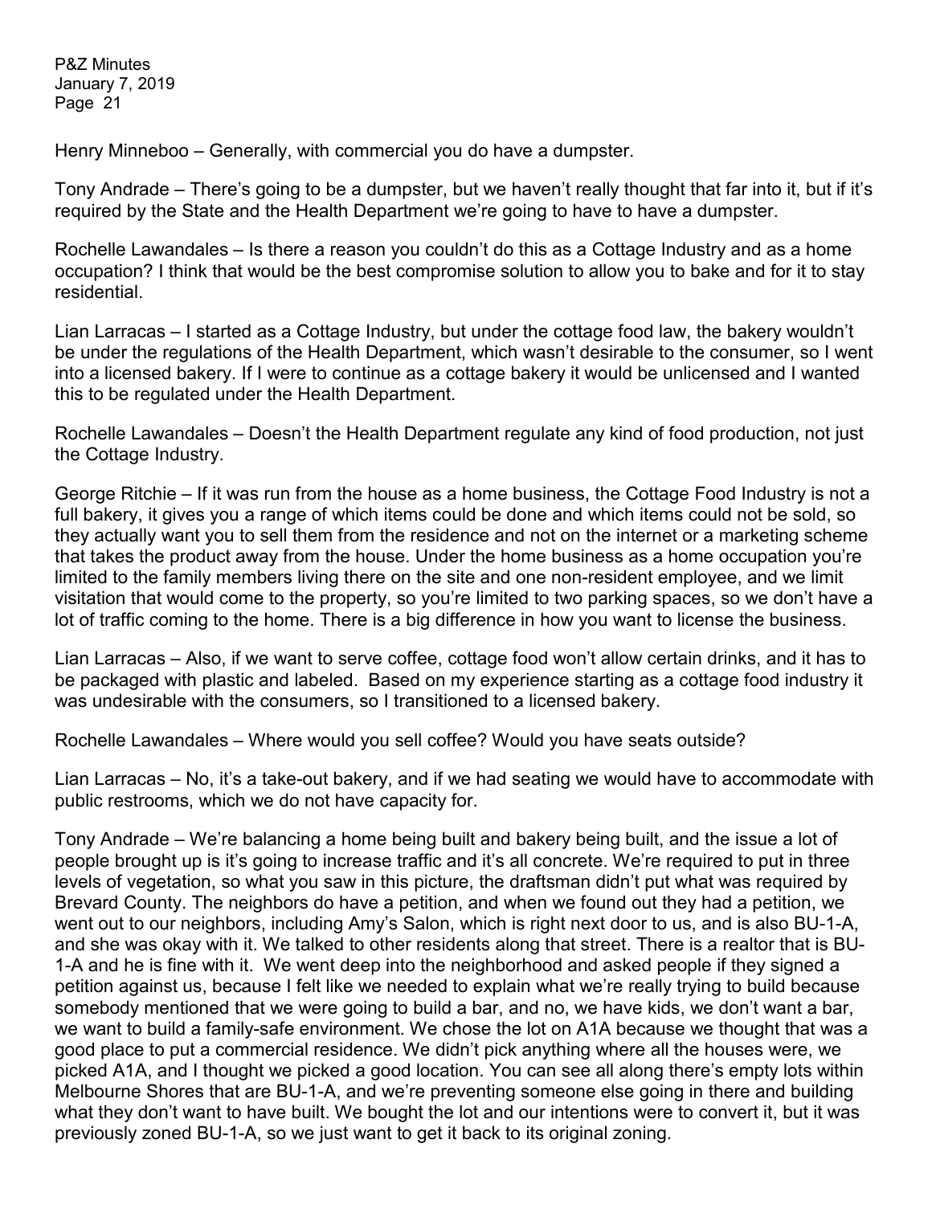Henry Minneboo – Generally, with commercial you do have a dumpster.

Tony Andrade – There's going to be a dumpster, but we haven't really thought that far into it, but if it's required by the State and the Health Department we're going to have to have a dumpster.

Rochelle Lawandales – Is there a reason you couldn't do this as a Cottage Industry and as a home occupation? I think that would be the best compromise solution to allow you to bake and for it to stay residential.

Lian Larracas – I started as a Cottage Industry, but under the cottage food law, the bakery wouldn't be under the regulations of the Health Department, which wasn't desirable to the consumer, so I went into a licensed bakery. If I were to continue as a cottage bakery it would be unlicensed and I wanted this to be regulated under the Health Department.

Rochelle Lawandales – Doesn't the Health Department regulate any kind of food production, not just the Cottage Industry.

George Ritchie – If it was run from the house as a home business, the Cottage Food Industry is not a full bakery, it gives you a range of which items could be done and which items could not be sold, so they actually want you to sell them from the residence and not on the internet or a marketing scheme that takes the product away from the house. Under the home business as a home occupation you're limited to the family members living there on the site and one non-resident employee, and we limit visitation that would come to the property, so you're limited to two parking spaces, so we don't have a lot of traffic coming to the home. There is a big difference in how you want to license the business.

Lian Larracas – Also, if we want to serve coffee, cottage food won't allow certain drinks, and it has to be packaged with plastic and labeled. Based on my experience starting as a cottage food industry it was undesirable with the consumers, so I transitioned to a licensed bakery.

Rochelle Lawandales – Where would you sell coffee? Would you have seats outside?

Lian Larracas – No, it's a take-out bakery, and if we had seating we would have to accommodate with public restrooms, which we do not have capacity for.

Tony Andrade – We're balancing a home being built and bakery being built, and the issue a lot of people brought up is it's going to increase traffic and it's all concrete. We're required to put in three levels of vegetation, so what you saw in this picture, the draftsman didn't put what was required by Brevard County. The neighbors do have a petition, and when we found out they had a petition, we went out to our neighbors, including Amy's Salon, which is right next door to us, and is also BU-1-A, and she was okay with it. We talked to other residents along that street. There is a realtor that is BU-1-A and he is fine with it. We went deep into the neighborhood and asked people if they signed a petition against us, because I felt like we needed to explain what we're really trying to build because somebody mentioned that we were going to build a bar, and no, we have kids, we don't want a bar, we want to build a family-safe environment. We chose the lot on A1A because we thought that was a good place to put a commercial residence. We didn't pick anything where all the houses were, we picked A1A, and I thought we picked a good location. You can see all along there's empty lots within Melbourne Shores that are BU-1-A, and we're preventing someone else going in there and building what they don't want to have built. We bought the lot and our intentions were to convert it, but it was previously zoned BU-1-A, so we just want to get it back to its original zoning.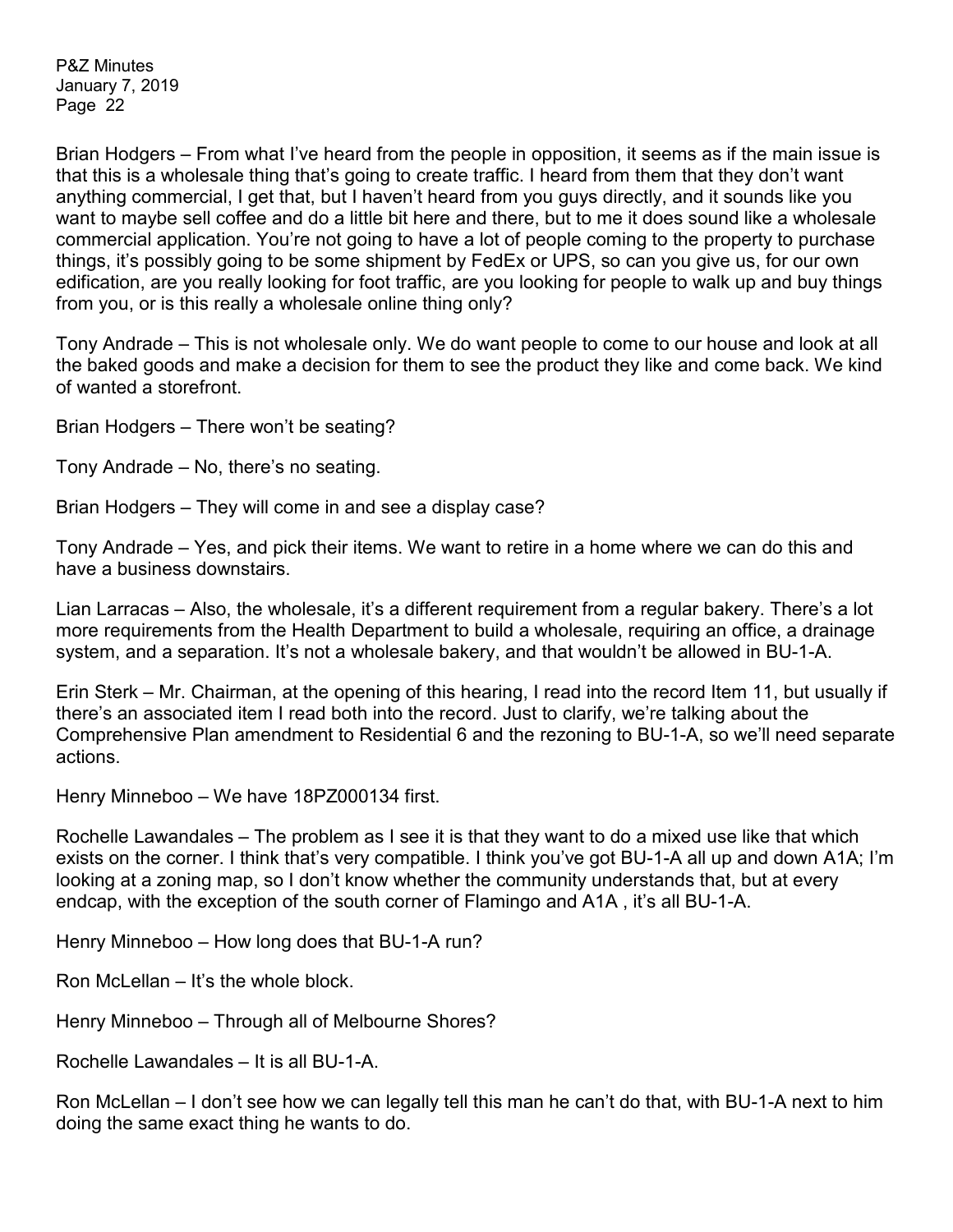Brian Hodgers – From what I've heard from the people in opposition, it seems as if the main issue is that this is a wholesale thing that's going to create traffic. I heard from them that they don't want anything commercial, I get that, but I haven't heard from you guys directly, and it sounds like you want to maybe sell coffee and do a little bit here and there, but to me it does sound like a wholesale commercial application. You're not going to have a lot of people coming to the property to purchase things, it's possibly going to be some shipment by FedEx or UPS, so can you give us, for our own edification, are you really looking for foot traffic, are you looking for people to walk up and buy things from you, or is this really a wholesale online thing only?

Tony Andrade – This is not wholesale only. We do want people to come to our house and look at all the baked goods and make a decision for them to see the product they like and come back. We kind of wanted a storefront.

Brian Hodgers – There won't be seating?

Tony Andrade – No, there's no seating.

Brian Hodgers – They will come in and see a display case?

Tony Andrade – Yes, and pick their items. We want to retire in a home where we can do this and have a business downstairs.

Lian Larracas – Also, the wholesale, it's a different requirement from a regular bakery. There's a lot more requirements from the Health Department to build a wholesale, requiring an office, a drainage system, and a separation. It's not a wholesale bakery, and that wouldn't be allowed in BU-1-A.

Erin Sterk – Mr. Chairman, at the opening of this hearing, I read into the record Item 11, but usually if there's an associated item I read both into the record. Just to clarify, we're talking about the Comprehensive Plan amendment to Residential 6 and the rezoning to BU-1-A, so we'll need separate actions.

Henry Minneboo – We have 18PZ000134 first.

Rochelle Lawandales – The problem as I see it is that they want to do a mixed use like that which exists on the corner. I think that's very compatible. I think you've got BU-1-A all up and down A1A; I'm looking at a zoning map, so I don't know whether the community understands that, but at every endcap, with the exception of the south corner of Flamingo and A1A , it's all BU-1-A.

Henry Minneboo – How long does that BU-1-A run?

Ron McLellan – It's the whole block.

Henry Minneboo – Through all of Melbourne Shores?

Rochelle Lawandales – It is all BU-1-A.

Ron McLellan – I don't see how we can legally tell this man he can't do that, with BU-1-A next to him doing the same exact thing he wants to do.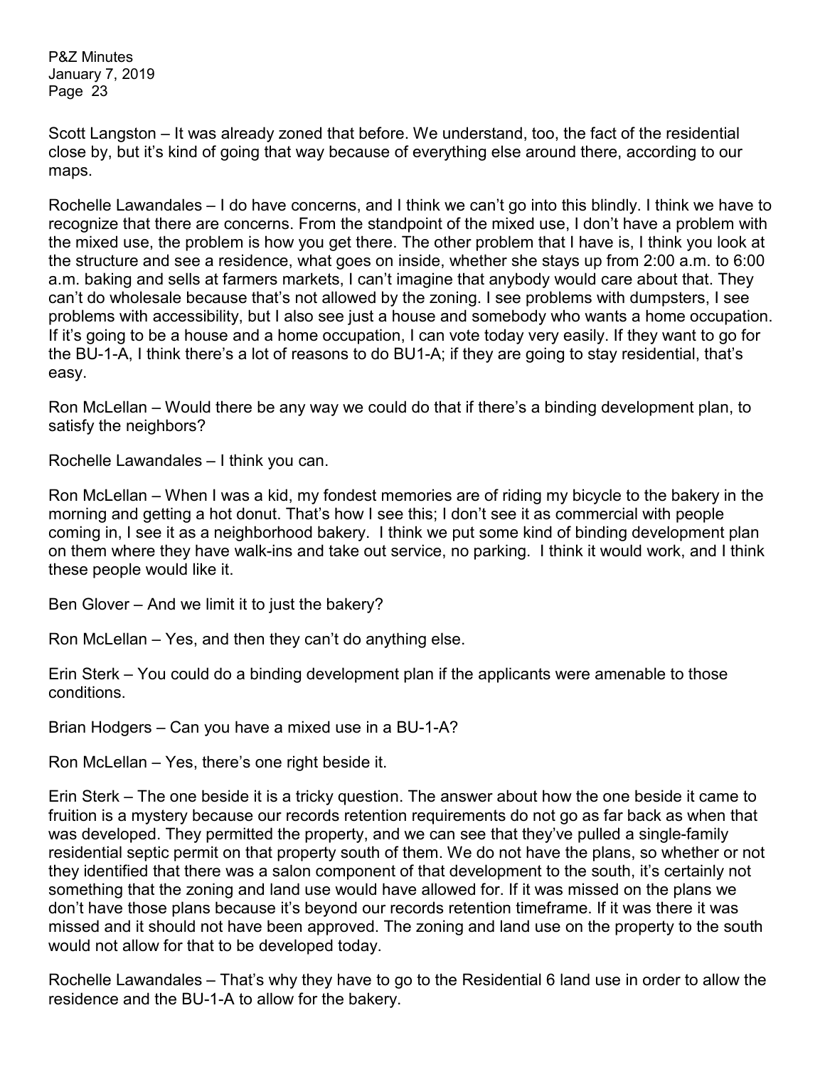Scott Langston – It was already zoned that before. We understand, too, the fact of the residential close by, but it's kind of going that way because of everything else around there, according to our maps.

Rochelle Lawandales – I do have concerns, and I think we can't go into this blindly. I think we have to recognize that there are concerns. From the standpoint of the mixed use, I don't have a problem with the mixed use, the problem is how you get there. The other problem that I have is, I think you look at the structure and see a residence, what goes on inside, whether she stays up from 2:00 a.m. to 6:00 a.m. baking and sells at farmers markets, I can't imagine that anybody would care about that. They can't do wholesale because that's not allowed by the zoning. I see problems with dumpsters, I see problems with accessibility, but I also see just a house and somebody who wants a home occupation. If it's going to be a house and a home occupation, I can vote today very easily. If they want to go for the BU-1-A, I think there's a lot of reasons to do BU1-A; if they are going to stay residential, that's easy.

Ron McLellan – Would there be any way we could do that if there's a binding development plan, to satisfy the neighbors?

Rochelle Lawandales – I think you can.

Ron McLellan – When I was a kid, my fondest memories are of riding my bicycle to the bakery in the morning and getting a hot donut. That's how I see this; I don't see it as commercial with people coming in, I see it as a neighborhood bakery. I think we put some kind of binding development plan on them where they have walk-ins and take out service, no parking. I think it would work, and I think these people would like it.

Ben Glover – And we limit it to just the bakery?

Ron McLellan – Yes, and then they can't do anything else.

Erin Sterk – You could do a binding development plan if the applicants were amenable to those conditions.

Brian Hodgers – Can you have a mixed use in a BU-1-A?

Ron McLellan – Yes, there's one right beside it.

Erin Sterk – The one beside it is a tricky question. The answer about how the one beside it came to fruition is a mystery because our records retention requirements do not go as far back as when that was developed. They permitted the property, and we can see that they've pulled a single-family residential septic permit on that property south of them. We do not have the plans, so whether or not they identified that there was a salon component of that development to the south, it's certainly not something that the zoning and land use would have allowed for. If it was missed on the plans we don't have those plans because it's beyond our records retention timeframe. If it was there it was missed and it should not have been approved. The zoning and land use on the property to the south would not allow for that to be developed today.

Rochelle Lawandales – That's why they have to go to the Residential 6 land use in order to allow the residence and the BU-1-A to allow for the bakery.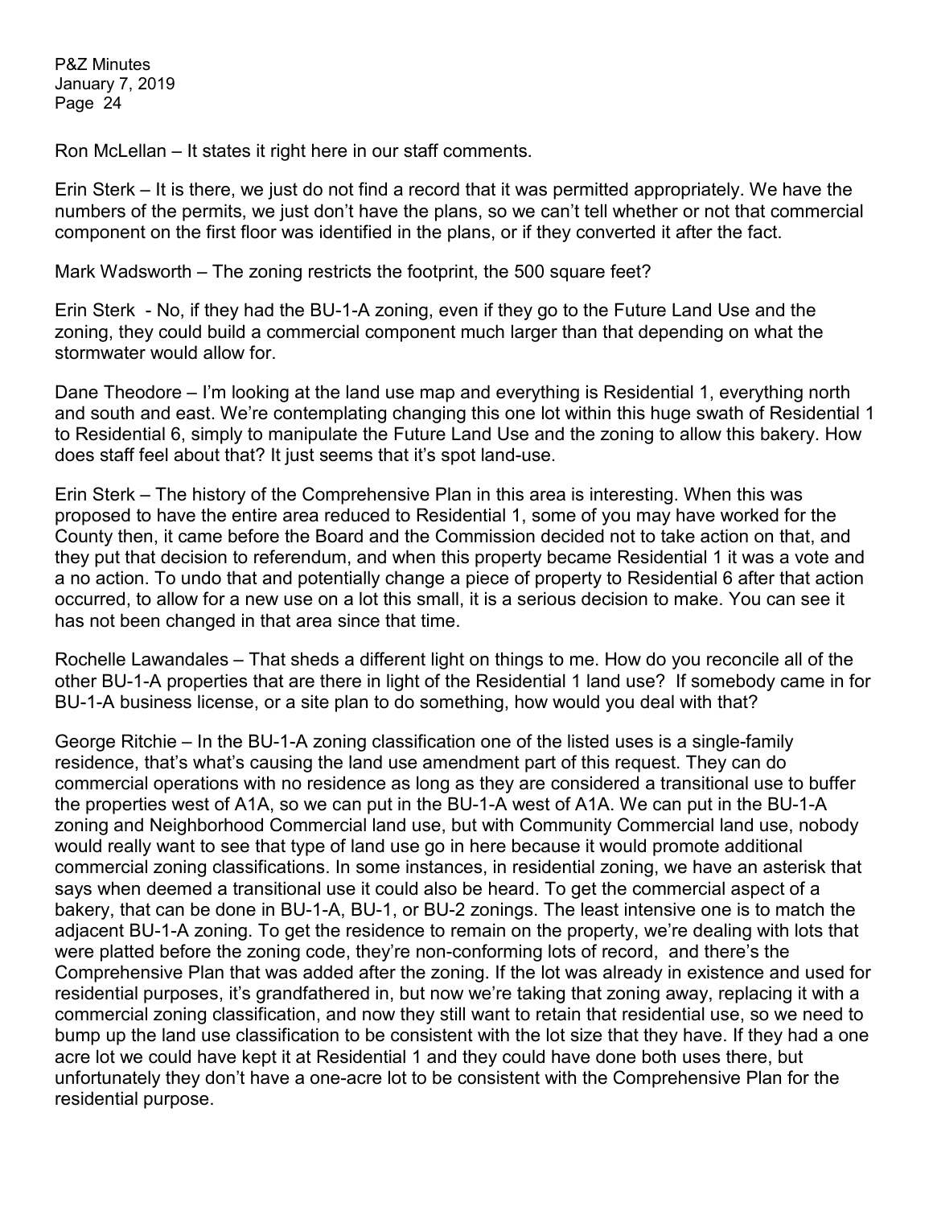Ron McLellan – It states it right here in our staff comments.

Erin Sterk – It is there, we just do not find a record that it was permitted appropriately. We have the numbers of the permits, we just don't have the plans, so we can't tell whether or not that commercial component on the first floor was identified in the plans, or if they converted it after the fact.

Mark Wadsworth – The zoning restricts the footprint, the 500 square feet?

Erin Sterk - No, if they had the BU-1-A zoning, even if they go to the Future Land Use and the zoning, they could build a commercial component much larger than that depending on what the stormwater would allow for.

Dane Theodore – I'm looking at the land use map and everything is Residential 1, everything north and south and east. We're contemplating changing this one lot within this huge swath of Residential 1 to Residential 6, simply to manipulate the Future Land Use and the zoning to allow this bakery. How does staff feel about that? It just seems that it's spot land-use.

Erin Sterk – The history of the Comprehensive Plan in this area is interesting. When this was proposed to have the entire area reduced to Residential 1, some of you may have worked for the County then, it came before the Board and the Commission decided not to take action on that, and they put that decision to referendum, and when this property became Residential 1 it was a vote and a no action. To undo that and potentially change a piece of property to Residential 6 after that action occurred, to allow for a new use on a lot this small, it is a serious decision to make. You can see it has not been changed in that area since that time.

Rochelle Lawandales – That sheds a different light on things to me. How do you reconcile all of the other BU-1-A properties that are there in light of the Residential 1 land use? If somebody came in for BU-1-A business license, or a site plan to do something, how would you deal with that?

George Ritchie – In the BU-1-A zoning classification one of the listed uses is a single-family residence, that's what's causing the land use amendment part of this request. They can do commercial operations with no residence as long as they are considered a transitional use to buffer the properties west of A1A, so we can put in the BU-1-A west of A1A. We can put in the BU-1-A zoning and Neighborhood Commercial land use, but with Community Commercial land use, nobody would really want to see that type of land use go in here because it would promote additional commercial zoning classifications. In some instances, in residential zoning, we have an asterisk that says when deemed a transitional use it could also be heard. To get the commercial aspect of a bakery, that can be done in BU-1-A, BU-1, or BU-2 zonings. The least intensive one is to match the adjacent BU-1-A zoning. To get the residence to remain on the property, we're dealing with lots that were platted before the zoning code, they're non-conforming lots of record, and there's the Comprehensive Plan that was added after the zoning. If the lot was already in existence and used for residential purposes, it's grandfathered in, but now we're taking that zoning away, replacing it with a commercial zoning classification, and now they still want to retain that residential use, so we need to bump up the land use classification to be consistent with the lot size that they have. If they had a one acre lot we could have kept it at Residential 1 and they could have done both uses there, but unfortunately they don't have a one-acre lot to be consistent with the Comprehensive Plan for the residential purpose.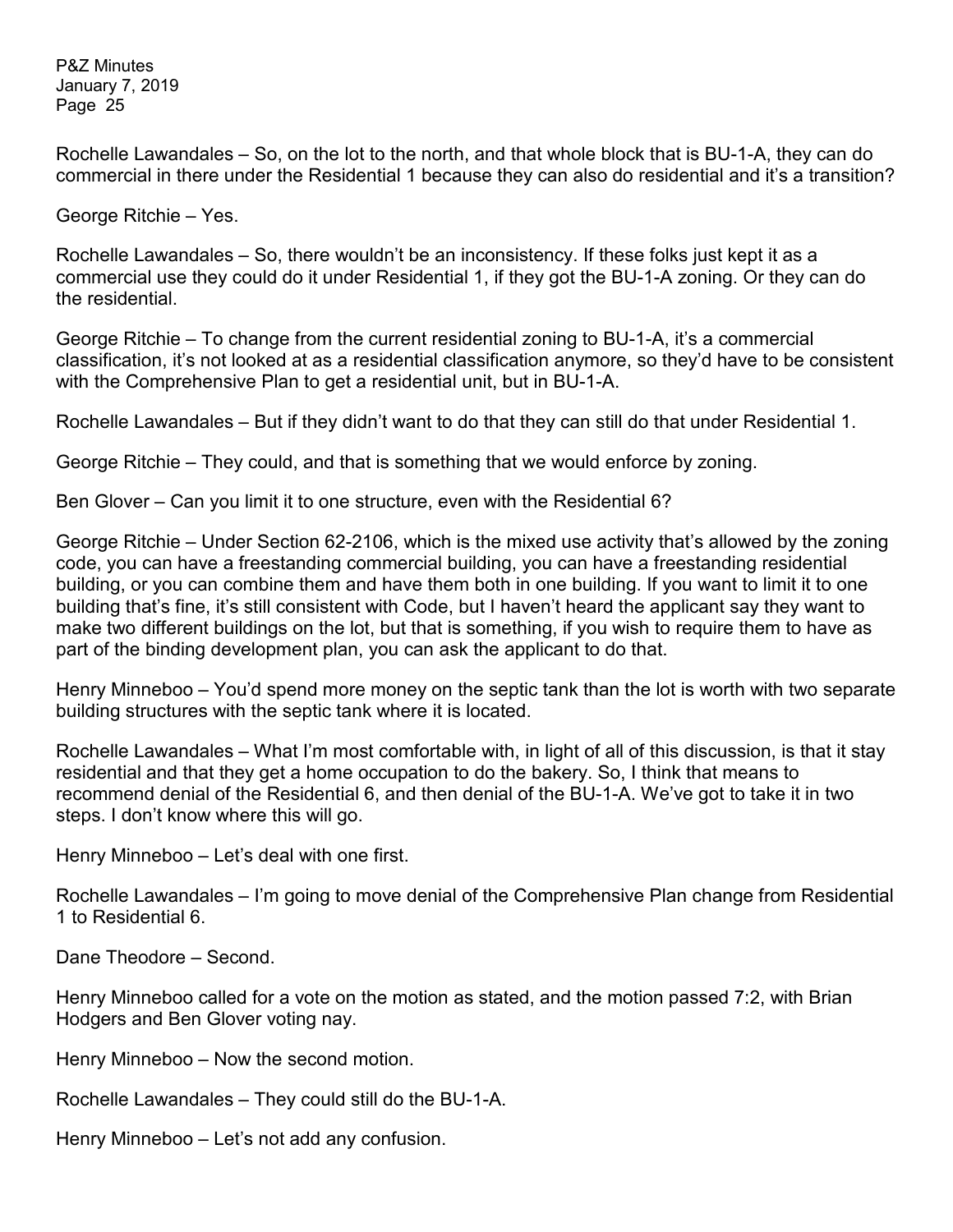Rochelle Lawandales – So, on the lot to the north, and that whole block that is BU-1-A, they can do commercial in there under the Residential 1 because they can also do residential and it's a transition?

George Ritchie – Yes.

Rochelle Lawandales – So, there wouldn't be an inconsistency. If these folks just kept it as a commercial use they could do it under Residential 1, if they got the BU-1-A zoning. Or they can do the residential.

George Ritchie – To change from the current residential zoning to BU-1-A, it's a commercial classification, it's not looked at as a residential classification anymore, so they'd have to be consistent with the Comprehensive Plan to get a residential unit, but in BU-1-A.

Rochelle Lawandales – But if they didn't want to do that they can still do that under Residential 1.

George Ritchie – They could, and that is something that we would enforce by zoning.

Ben Glover – Can you limit it to one structure, even with the Residential 6?

George Ritchie – Under Section 62-2106, which is the mixed use activity that's allowed by the zoning code, you can have a freestanding commercial building, you can have a freestanding residential building, or you can combine them and have them both in one building. If you want to limit it to one building that's fine, it's still consistent with Code, but I haven't heard the applicant say they want to make two different buildings on the lot, but that is something, if you wish to require them to have as part of the binding development plan, you can ask the applicant to do that.

Henry Minneboo – You'd spend more money on the septic tank than the lot is worth with two separate building structures with the septic tank where it is located.

Rochelle Lawandales – What I'm most comfortable with, in light of all of this discussion, is that it stay residential and that they get a home occupation to do the bakery. So, I think that means to recommend denial of the Residential 6, and then denial of the BU-1-A. We've got to take it in two steps. I don't know where this will go.

Henry Minneboo – Let's deal with one first.

Rochelle Lawandales – I'm going to move denial of the Comprehensive Plan change from Residential 1 to Residential 6.

Dane Theodore – Second.

Henry Minneboo called for a vote on the motion as stated, and the motion passed 7:2, with Brian Hodgers and Ben Glover voting nay.

Henry Minneboo – Now the second motion.

Rochelle Lawandales – They could still do the BU-1-A.

Henry Minneboo – Let's not add any confusion.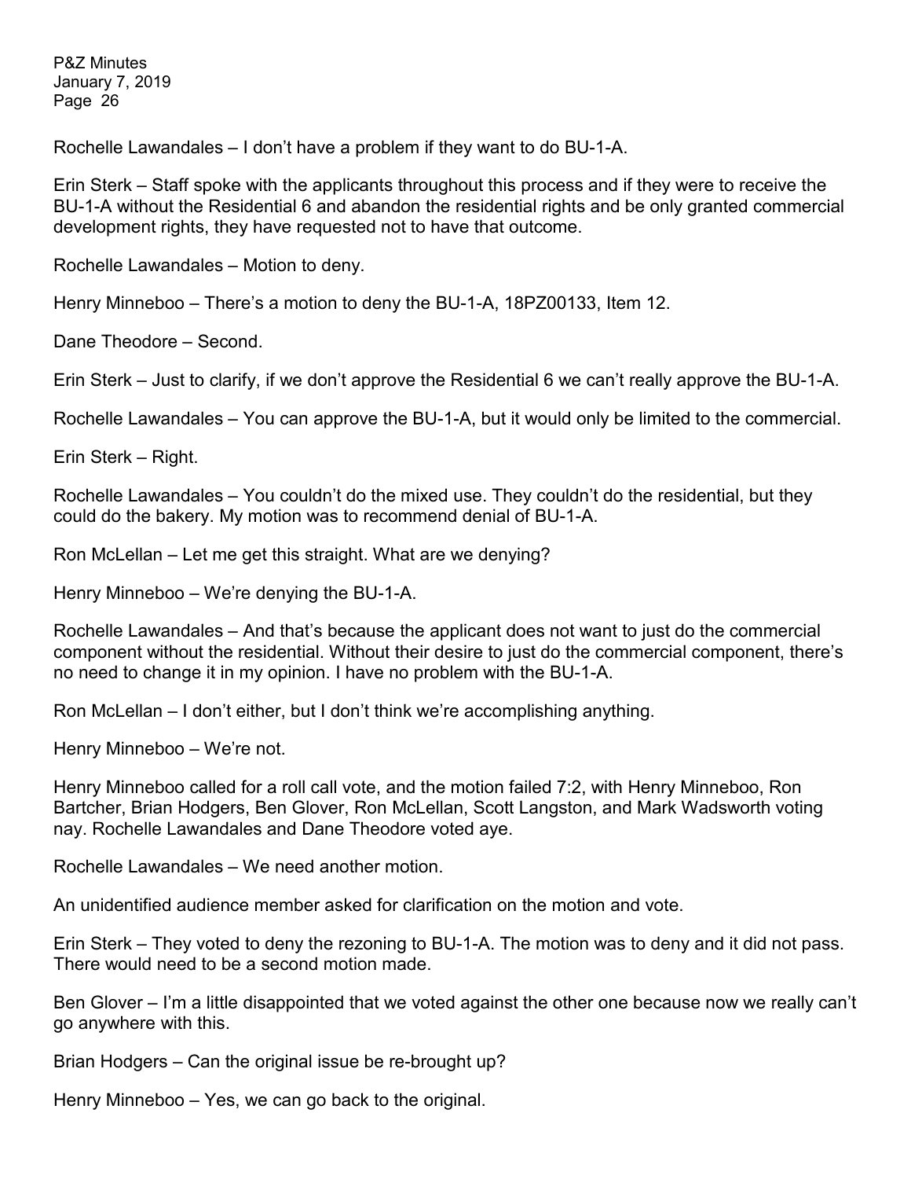Rochelle Lawandales – I don't have a problem if they want to do BU-1-A.

Erin Sterk – Staff spoke with the applicants throughout this process and if they were to receive the BU-1-A without the Residential 6 and abandon the residential rights and be only granted commercial development rights, they have requested not to have that outcome.

Rochelle Lawandales – Motion to deny.

Henry Minneboo – There's a motion to deny the BU-1-A, 18PZ00133, Item 12.

Dane Theodore – Second.

Erin Sterk – Just to clarify, if we don't approve the Residential 6 we can't really approve the BU-1-A.

Rochelle Lawandales – You can approve the BU-1-A, but it would only be limited to the commercial.

Erin Sterk – Right.

Rochelle Lawandales – You couldn't do the mixed use. They couldn't do the residential, but they could do the bakery. My motion was to recommend denial of BU-1-A.

Ron McLellan – Let me get this straight. What are we denying?

Henry Minneboo – We're denying the BU-1-A.

Rochelle Lawandales – And that's because the applicant does not want to just do the commercial component without the residential. Without their desire to just do the commercial component, there's no need to change it in my opinion. I have no problem with the BU-1-A.

Ron McLellan – I don't either, but I don't think we're accomplishing anything.

Henry Minneboo – We're not.

Henry Minneboo called for a roll call vote, and the motion failed 7:2, with Henry Minneboo, Ron Bartcher, Brian Hodgers, Ben Glover, Ron McLellan, Scott Langston, and Mark Wadsworth voting nay. Rochelle Lawandales and Dane Theodore voted aye.

Rochelle Lawandales – We need another motion.

An unidentified audience member asked for clarification on the motion and vote.

Erin Sterk – They voted to deny the rezoning to BU-1-A. The motion was to deny and it did not pass. There would need to be a second motion made.

Ben Glover – I'm a little disappointed that we voted against the other one because now we really can't go anywhere with this.

Brian Hodgers – Can the original issue be re-brought up?

Henry Minneboo – Yes, we can go back to the original.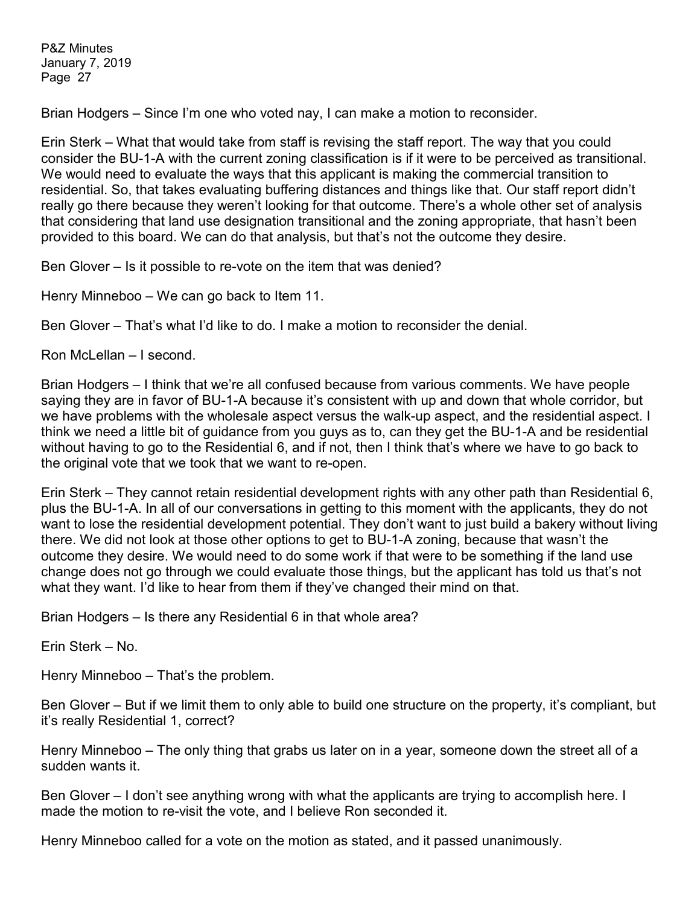Brian Hodgers – Since I'm one who voted nay, I can make a motion to reconsider.

Erin Sterk – What that would take from staff is revising the staff report. The way that you could consider the BU-1-A with the current zoning classification is if it were to be perceived as transitional. We would need to evaluate the ways that this applicant is making the commercial transition to residential. So, that takes evaluating buffering distances and things like that. Our staff report didn't really go there because they weren't looking for that outcome. There's a whole other set of analysis that considering that land use designation transitional and the zoning appropriate, that hasn't been provided to this board. We can do that analysis, but that's not the outcome they desire.

Ben Glover – Is it possible to re-vote on the item that was denied?

Henry Minneboo – We can go back to Item 11.

Ben Glover – That's what I'd like to do. I make a motion to reconsider the denial.

Ron McLellan – I second.

Brian Hodgers – I think that we're all confused because from various comments. We have people saying they are in favor of BU-1-A because it's consistent with up and down that whole corridor, but we have problems with the wholesale aspect versus the walk-up aspect, and the residential aspect. I think we need a little bit of guidance from you guys as to, can they get the BU-1-A and be residential without having to go to the Residential 6, and if not, then I think that's where we have to go back to the original vote that we took that we want to re-open.

Erin Sterk – They cannot retain residential development rights with any other path than Residential 6, plus the BU-1-A. In all of our conversations in getting to this moment with the applicants, they do not want to lose the residential development potential. They don't want to just build a bakery without living there. We did not look at those other options to get to BU-1-A zoning, because that wasn't the outcome they desire. We would need to do some work if that were to be something if the land use change does not go through we could evaluate those things, but the applicant has told us that's not what they want. I'd like to hear from them if they've changed their mind on that.

Brian Hodgers – Is there any Residential 6 in that whole area?

Erin Sterk – No.

Henry Minneboo – That's the problem.

Ben Glover – But if we limit them to only able to build one structure on the property, it's compliant, but it's really Residential 1, correct?

Henry Minneboo – The only thing that grabs us later on in a year, someone down the street all of a sudden wants it.

Ben Glover – I don't see anything wrong with what the applicants are trying to accomplish here. I made the motion to re-visit the vote, and I believe Ron seconded it.

Henry Minneboo called for a vote on the motion as stated, and it passed unanimously.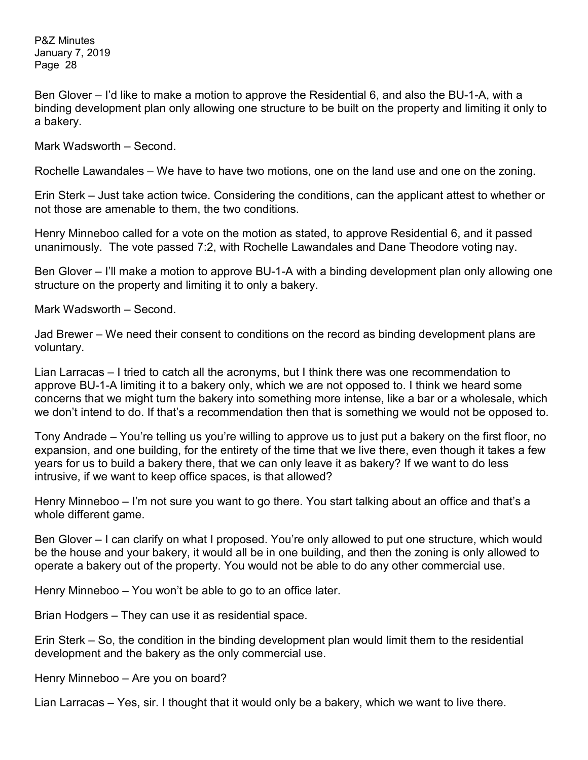Ben Glover – I'd like to make a motion to approve the Residential 6, and also the BU-1-A, with a binding development plan only allowing one structure to be built on the property and limiting it only to a bakery.

Mark Wadsworth – Second.

Rochelle Lawandales – We have to have two motions, one on the land use and one on the zoning.

Erin Sterk – Just take action twice. Considering the conditions, can the applicant attest to whether or not those are amenable to them, the two conditions.

Henry Minneboo called for a vote on the motion as stated, to approve Residential 6, and it passed unanimously. The vote passed 7:2, with Rochelle Lawandales and Dane Theodore voting nay.

Ben Glover – I'll make a motion to approve BU-1-A with a binding development plan only allowing one structure on the property and limiting it to only a bakery.

Mark Wadsworth – Second.

Jad Brewer – We need their consent to conditions on the record as binding development plans are voluntary.

Lian Larracas – I tried to catch all the acronyms, but I think there was one recommendation to approve BU-1-A limiting it to a bakery only, which we are not opposed to. I think we heard some concerns that we might turn the bakery into something more intense, like a bar or a wholesale, which we don't intend to do. If that's a recommendation then that is something we would not be opposed to.

Tony Andrade – You're telling us you're willing to approve us to just put a bakery on the first floor, no expansion, and one building, for the entirety of the time that we live there, even though it takes a few years for us to build a bakery there, that we can only leave it as bakery? If we want to do less intrusive, if we want to keep office spaces, is that allowed?

Henry Minneboo – I'm not sure you want to go there. You start talking about an office and that's a whole different game.

Ben Glover – I can clarify on what I proposed. You're only allowed to put one structure, which would be the house and your bakery, it would all be in one building, and then the zoning is only allowed to operate a bakery out of the property. You would not be able to do any other commercial use.

Henry Minneboo – You won't be able to go to an office later.

Brian Hodgers – They can use it as residential space.

Erin Sterk – So, the condition in the binding development plan would limit them to the residential development and the bakery as the only commercial use.

Henry Minneboo – Are you on board?

Lian Larracas – Yes, sir. I thought that it would only be a bakery, which we want to live there.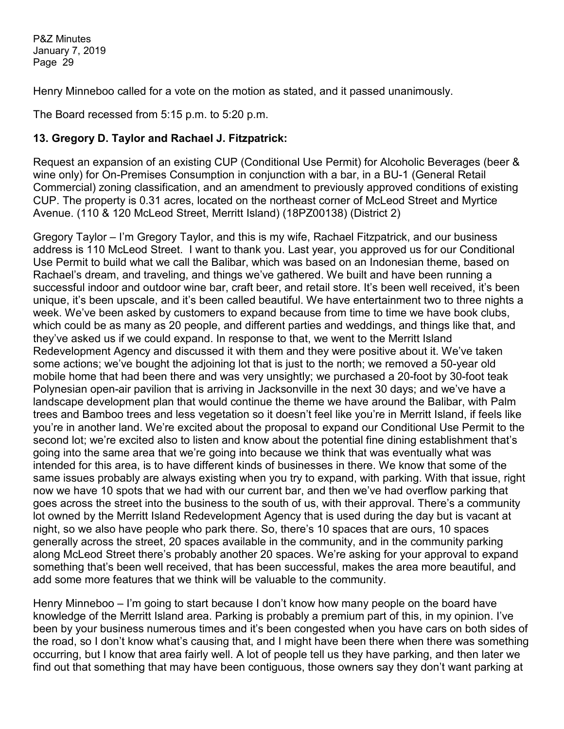Henry Minneboo called for a vote on the motion as stated, and it passed unanimously.

The Board recessed from 5:15 p.m. to 5:20 p.m.

**13. Gregory D. Taylor and Rachael J. Fitzpatrick:**

Request an expansion of an existing CUP (Conditional Use Permit) for Alcoholic Beverages (beer & wine only) for On-Premises Consumption in conjunction with a bar, in a BU-1 (General Retail Commercial) zoning classification, and an amendment to previously approved conditions of existing CUP. The property is 0.31 acres, located on the northeast corner of McLeod Street and Myrtice Avenue. (110 & 120 McLeod Street, Merritt Island) (18PZ00138) (District 2)

Gregory Taylor – I'm Gregory Taylor, and this is my wife, Rachael Fitzpatrick, and our business address is 110 McLeod Street. I want to thank you. Last year, you approved us for our Conditional Use Permit to build what we call the Balibar, which was based on an Indonesian theme, based on Rachael's dream, and traveling, and things we've gathered. We built and have been running a successful indoor and outdoor wine bar, craft beer, and retail store. It's been well received, it's been unique, it's been upscale, and it's been called beautiful. We have entertainment two to three nights a week. We've been asked by customers to expand because from time to time we have book clubs, which could be as many as 20 people, and different parties and weddings, and things like that, and they've asked us if we could expand. In response to that, we went to the Merritt Island Redevelopment Agency and discussed it with them and they were positive about it. We've taken some actions; we've bought the adjoining lot that is just to the north; we removed a 50-year old mobile home that had been there and was very unsightly; we purchased a 20-foot by 30-foot teak Polynesian open-air pavilion that is arriving in Jacksonville in the next 30 days; and we've have a landscape development plan that would continue the theme we have around the Balibar, with Palm trees and Bamboo trees and less vegetation so it doesn't feel like you're in Merritt Island, if feels like you're in another land. We're excited about the proposal to expand our Conditional Use Permit to the second lot; we're excited also to listen and know about the potential fine dining establishment that's going into the same area that we're going into because we think that was eventually what was intended for this area, is to have different kinds of businesses in there. We know that some of the same issues probably are always existing when you try to expand, with parking. With that issue, right now we have 10 spots that we had with our current bar, and then we've had overflow parking that goes across the street into the business to the south of us, with their approval. There's a community lot owned by the Merritt Island Redevelopment Agency that is used during the day but is vacant at night, so we also have people who park there. So, there's 10 spaces that are ours, 10 spaces generally across the street, 20 spaces available in the community, and in the community parking along McLeod Street there's probably another 20 spaces. We're asking for your approval to expand something that's been well received, that has been successful, makes the area more beautiful, and add some more features that we think will be valuable to the community.

Henry Minneboo – I'm going to start because I don't know how many people on the board have knowledge of the Merritt Island area. Parking is probably a premium part of this, in my opinion. I've been by your business numerous times and it's been congested when you have cars on both sides of the road, so I don't know what's causing that, and I might have been there when there was something occurring, but I know that area fairly well. A lot of people tell us they have parking, and then later we find out that something that may have been contiguous, those owners say they don't want parking at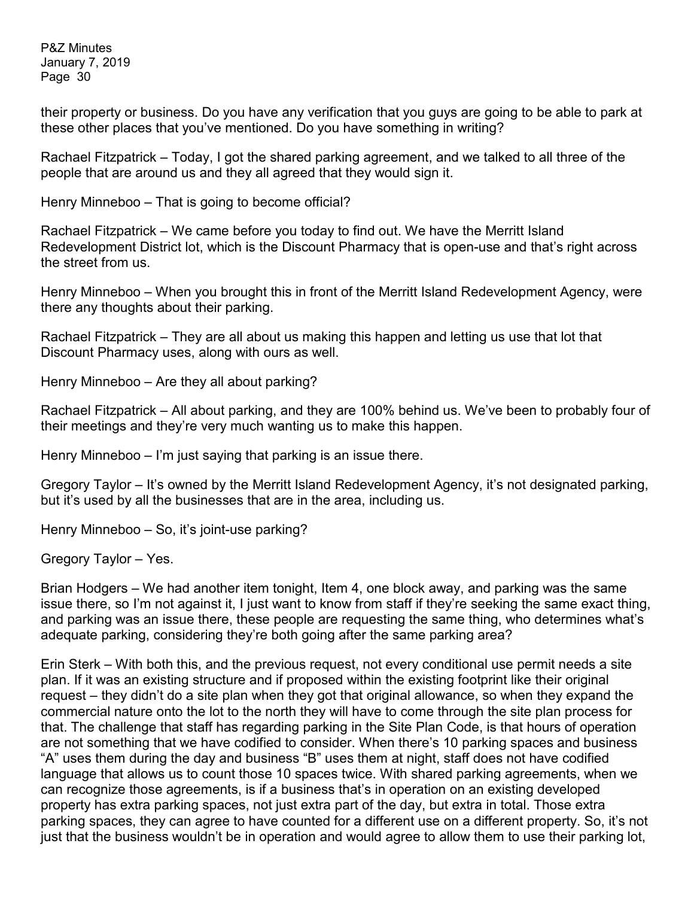their property or business. Do you have any verification that you guys are going to be able to park at these other places that you've mentioned. Do you have something in writing?

Rachael Fitzpatrick – Today, I got the shared parking agreement, and we talked to all three of the people that are around us and they all agreed that they would sign it.

Henry Minneboo – That is going to become official?

Rachael Fitzpatrick – We came before you today to find out. We have the Merritt Island Redevelopment District lot, which is the Discount Pharmacy that is open-use and that's right across the street from us.

Henry Minneboo – When you brought this in front of the Merritt Island Redevelopment Agency, were there any thoughts about their parking.

Rachael Fitzpatrick – They are all about us making this happen and letting us use that lot that Discount Pharmacy uses, along with ours as well.

Henry Minneboo – Are they all about parking?

Rachael Fitzpatrick – All about parking, and they are 100% behind us. We've been to probably four of their meetings and they're very much wanting us to make this happen.

Henry Minneboo – I'm just saying that parking is an issue there.

Gregory Taylor – It's owned by the Merritt Island Redevelopment Agency, it's not designated parking, but it's used by all the businesses that are in the area, including us.

Henry Minneboo – So, it's joint-use parking?

Gregory Taylor – Yes.

Brian Hodgers – We had another item tonight, Item 4, one block away, and parking was the same issue there, so I'm not against it, I just want to know from staff if they're seeking the same exact thing, and parking was an issue there, these people are requesting the same thing, who determines what's adequate parking, considering they're both going after the same parking area?

Erin Sterk – With both this, and the previous request, not every conditional use permit needs a site plan. If it was an existing structure and if proposed within the existing footprint like their original request – they didn't do a site plan when they got that original allowance, so when they expand the commercial nature onto the lot to the north they will have to come through the site plan process for that. The challenge that staff has regarding parking in the Site Plan Code, is that hours of operation are not something that we have codified to consider. When there's 10 parking spaces and business "A" uses them during the day and business "B" uses them at night, staff does not have codified language that allows us to count those 10 spaces twice. With shared parking agreements, when we can recognize those agreements, is if a business that's in operation on an existing developed property has extra parking spaces, not just extra part of the day, but extra in total. Those extra parking spaces, they can agree to have counted for a different use on a different property. So, it's not just that the business wouldn't be in operation and would agree to allow them to use their parking lot,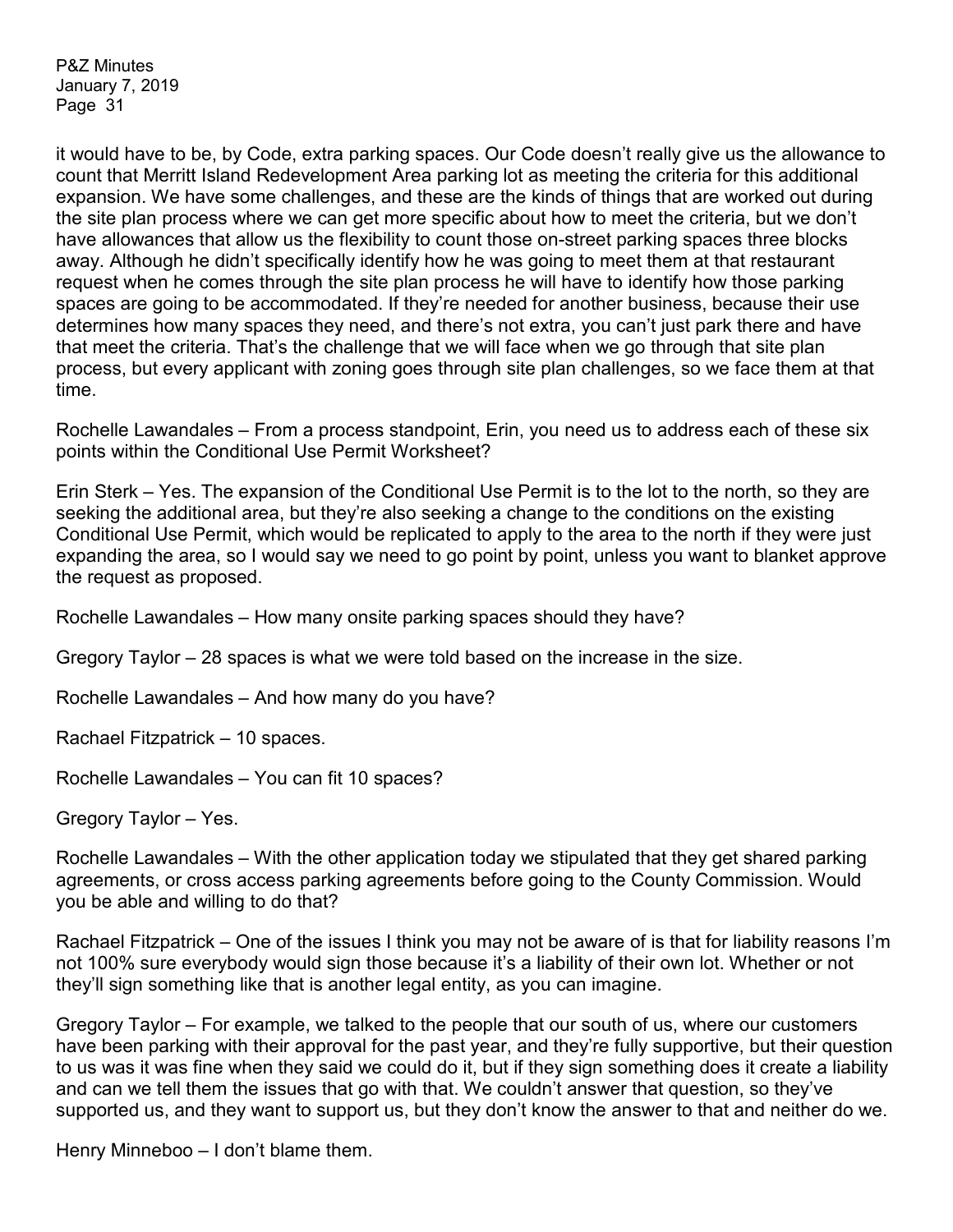it would have to be, by Code, extra parking spaces. Our Code doesn't really give us the allowance to count that Merritt Island Redevelopment Area parking lot as meeting the criteria for this additional expansion. We have some challenges, and these are the kinds of things that are worked out during the site plan process where we can get more specific about how to meet the criteria, but we don't have allowances that allow us the flexibility to count those on-street parking spaces three blocks away. Although he didn't specifically identify how he was going to meet them at that restaurant request when he comes through the site plan process he will have to identify how those parking spaces are going to be accommodated. If they're needed for another business, because their use determines how many spaces they need, and there's not extra, you can't just park there and have that meet the criteria. That's the challenge that we will face when we go through that site plan process, but every applicant with zoning goes through site plan challenges, so we face them at that time.

Rochelle Lawandales – From a process standpoint, Erin, you need us to address each of these six points within the Conditional Use Permit Worksheet?

Erin Sterk – Yes. The expansion of the Conditional Use Permit is to the lot to the north, so they are seeking the additional area, but they're also seeking a change to the conditions on the existing Conditional Use Permit, which would be replicated to apply to the area to the north if they were just expanding the area, so I would say we need to go point by point, unless you want to blanket approve the request as proposed.

Rochelle Lawandales – How many onsite parking spaces should they have?

Gregory Taylor – 28 spaces is what we were told based on the increase in the size.

Rochelle Lawandales – And how many do you have?

Rachael Fitzpatrick – 10 spaces.

Rochelle Lawandales – You can fit 10 spaces?

Gregory Taylor – Yes.

Rochelle Lawandales – With the other application today we stipulated that they get shared parking agreements, or cross access parking agreements before going to the County Commission. Would you be able and willing to do that?

Rachael Fitzpatrick – One of the issues I think you may not be aware of is that for liability reasons I'm not 100% sure everybody would sign those because it's a liability of their own lot. Whether or not they'll sign something like that is another legal entity, as you can imagine.

Gregory Taylor – For example, we talked to the people that our south of us, where our customers have been parking with their approval for the past year, and they're fully supportive, but their question to us was it was fine when they said we could do it, but if they sign something does it create a liability and can we tell them the issues that go with that. We couldn't answer that question, so they've supported us, and they want to support us, but they don't know the answer to that and neither do we.

Henry Minneboo – I don't blame them.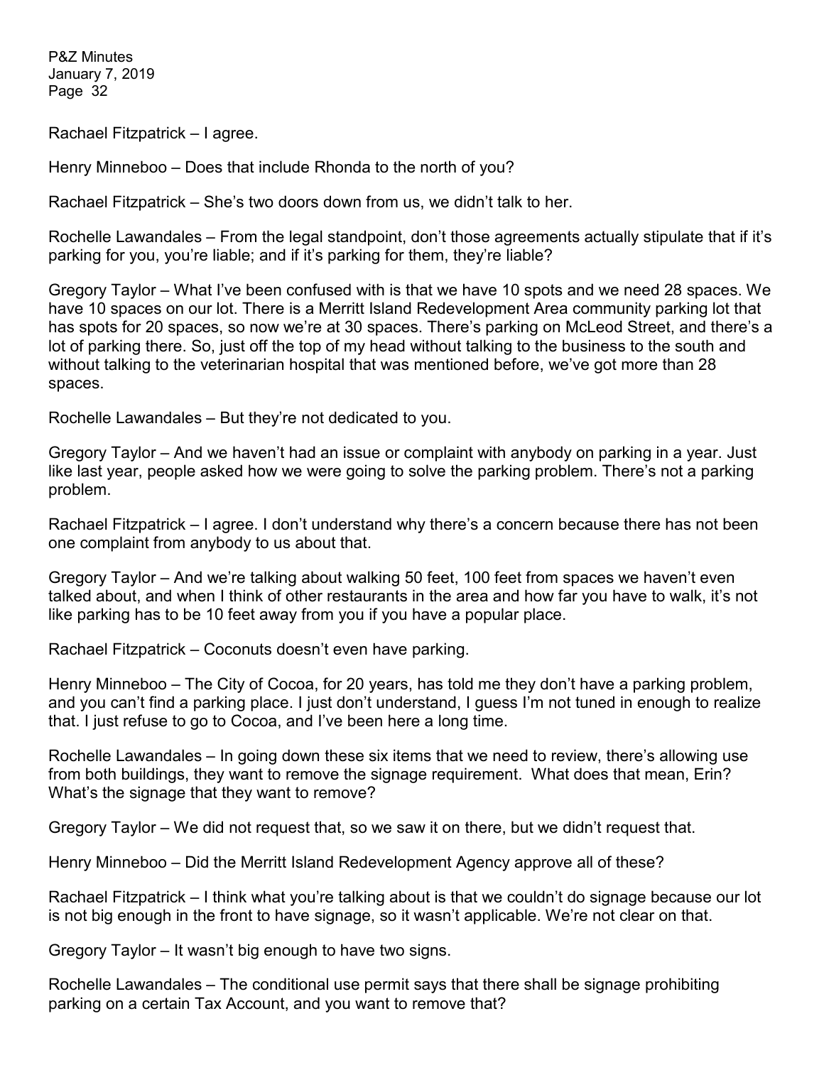Rachael Fitzpatrick – I agree.

Henry Minneboo – Does that include Rhonda to the north of you?

Rachael Fitzpatrick – She's two doors down from us, we didn't talk to her.

Rochelle Lawandales – From the legal standpoint, don't those agreements actually stipulate that if it's parking for you, you're liable; and if it's parking for them, they're liable?

Gregory Taylor – What I've been confused with is that we have 10 spots and we need 28 spaces. We have 10 spaces on our lot. There is a Merritt Island Redevelopment Area community parking lot that has spots for 20 spaces, so now we're at 30 spaces. There's parking on McLeod Street, and there's a lot of parking there. So, just off the top of my head without talking to the business to the south and without talking to the veterinarian hospital that was mentioned before, we've got more than 28 spaces.

Rochelle Lawandales – But they're not dedicated to you.

Gregory Taylor – And we haven't had an issue or complaint with anybody on parking in a year. Just like last year, people asked how we were going to solve the parking problem. There's not a parking problem.

Rachael Fitzpatrick – I agree. I don't understand why there's a concern because there has not been one complaint from anybody to us about that.

Gregory Taylor – And we're talking about walking 50 feet, 100 feet from spaces we haven't even talked about, and when I think of other restaurants in the area and how far you have to walk, it's not like parking has to be 10 feet away from you if you have a popular place.

Rachael Fitzpatrick – Coconuts doesn't even have parking.

Henry Minneboo – The City of Cocoa, for 20 years, has told me they don't have a parking problem, and you can't find a parking place. I just don't understand, I guess I'm not tuned in enough to realize that. I just refuse to go to Cocoa, and I've been here a long time.

Rochelle Lawandales – In going down these six items that we need to review, there's allowing use from both buildings, they want to remove the signage requirement. What does that mean, Erin? What's the signage that they want to remove?

Gregory Taylor – We did not request that, so we saw it on there, but we didn't request that.

Henry Minneboo – Did the Merritt Island Redevelopment Agency approve all of these?

Rachael Fitzpatrick – I think what you're talking about is that we couldn't do signage because our lot is not big enough in the front to have signage, so it wasn't applicable. We're not clear on that.

Gregory Taylor – It wasn't big enough to have two signs.

Rochelle Lawandales – The conditional use permit says that there shall be signage prohibiting parking on a certain Tax Account, and you want to remove that?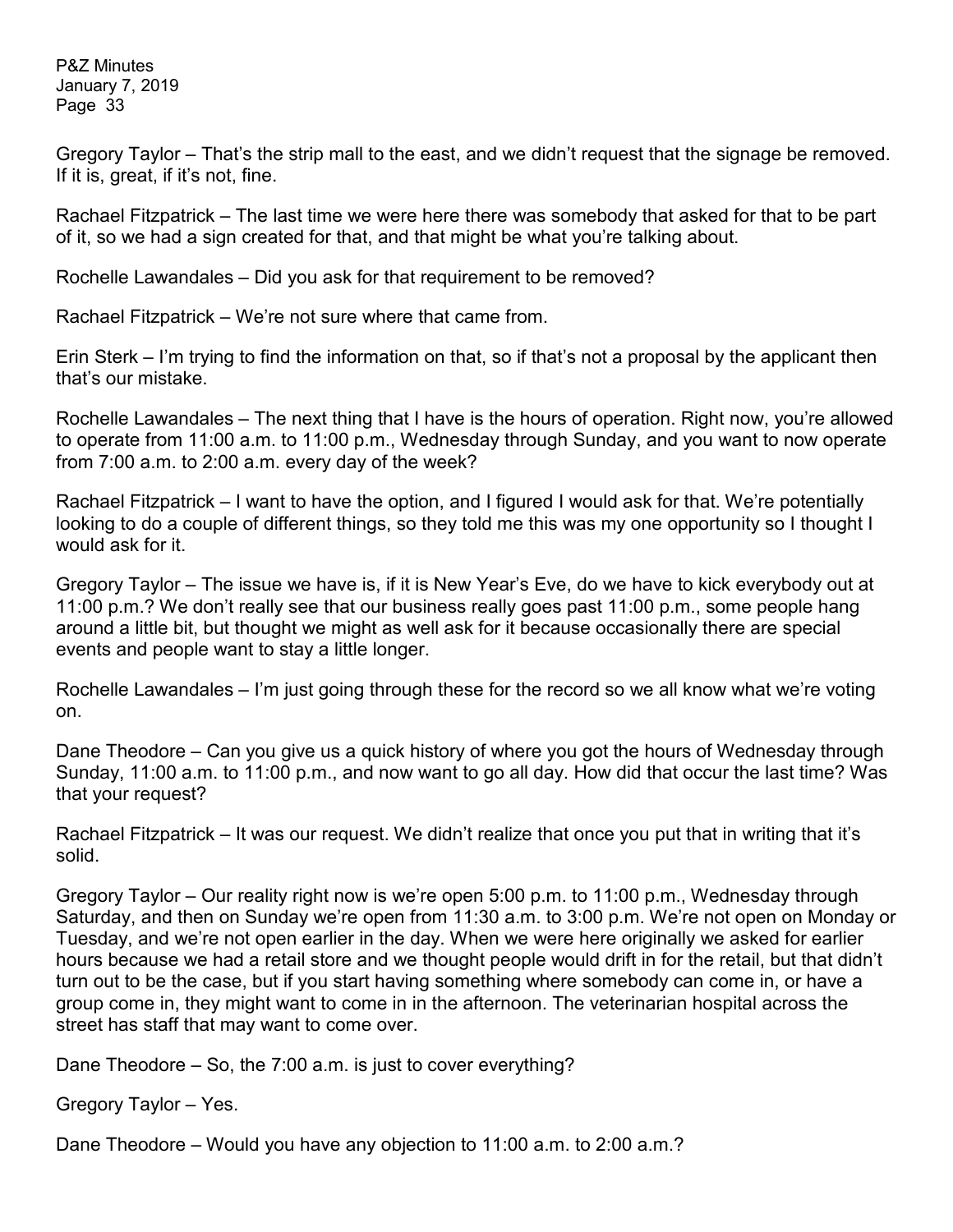Gregory Taylor – That's the strip mall to the east, and we didn't request that the signage be removed. If it is, great, if it's not, fine.

Rachael Fitzpatrick – The last time we were here there was somebody that asked for that to be part of it, so we had a sign created for that, and that might be what you're talking about.

Rochelle Lawandales – Did you ask for that requirement to be removed?

Rachael Fitzpatrick – We're not sure where that came from.

Erin Sterk – I'm trying to find the information on that, so if that's not a proposal by the applicant then that's our mistake.

Rochelle Lawandales – The next thing that I have is the hours of operation. Right now, you're allowed to operate from 11:00 a.m. to 11:00 p.m., Wednesday through Sunday, and you want to now operate from 7:00 a.m. to 2:00 a.m. every day of the week?

Rachael Fitzpatrick – I want to have the option, and I figured I would ask for that. We're potentially looking to do a couple of different things, so they told me this was my one opportunity so I thought I would ask for it.

Gregory Taylor – The issue we have is, if it is New Year's Eve, do we have to kick everybody out at 11:00 p.m.? We don't really see that our business really goes past 11:00 p.m., some people hang around a little bit, but thought we might as well ask for it because occasionally there are special events and people want to stay a little longer.

Rochelle Lawandales – I'm just going through these for the record so we all know what we're voting on.

Dane Theodore – Can you give us a quick history of where you got the hours of Wednesday through Sunday, 11:00 a.m. to 11:00 p.m., and now want to go all day. How did that occur the last time? Was that your request?

Rachael Fitzpatrick – It was our request. We didn't realize that once you put that in writing that it's solid.

Gregory Taylor – Our reality right now is we're open 5:00 p.m. to 11:00 p.m., Wednesday through Saturday, and then on Sunday we're open from 11:30 a.m. to 3:00 p.m. We're not open on Monday or Tuesday, and we're not open earlier in the day. When we were here originally we asked for earlier hours because we had a retail store and we thought people would drift in for the retail, but that didn't turn out to be the case, but if you start having something where somebody can come in, or have a group come in, they might want to come in in the afternoon. The veterinarian hospital across the street has staff that may want to come over.

Dane Theodore – So, the 7:00 a.m. is just to cover everything?

Gregory Taylor – Yes.

Dane Theodore – Would you have any objection to 11:00 a.m. to 2:00 a.m.?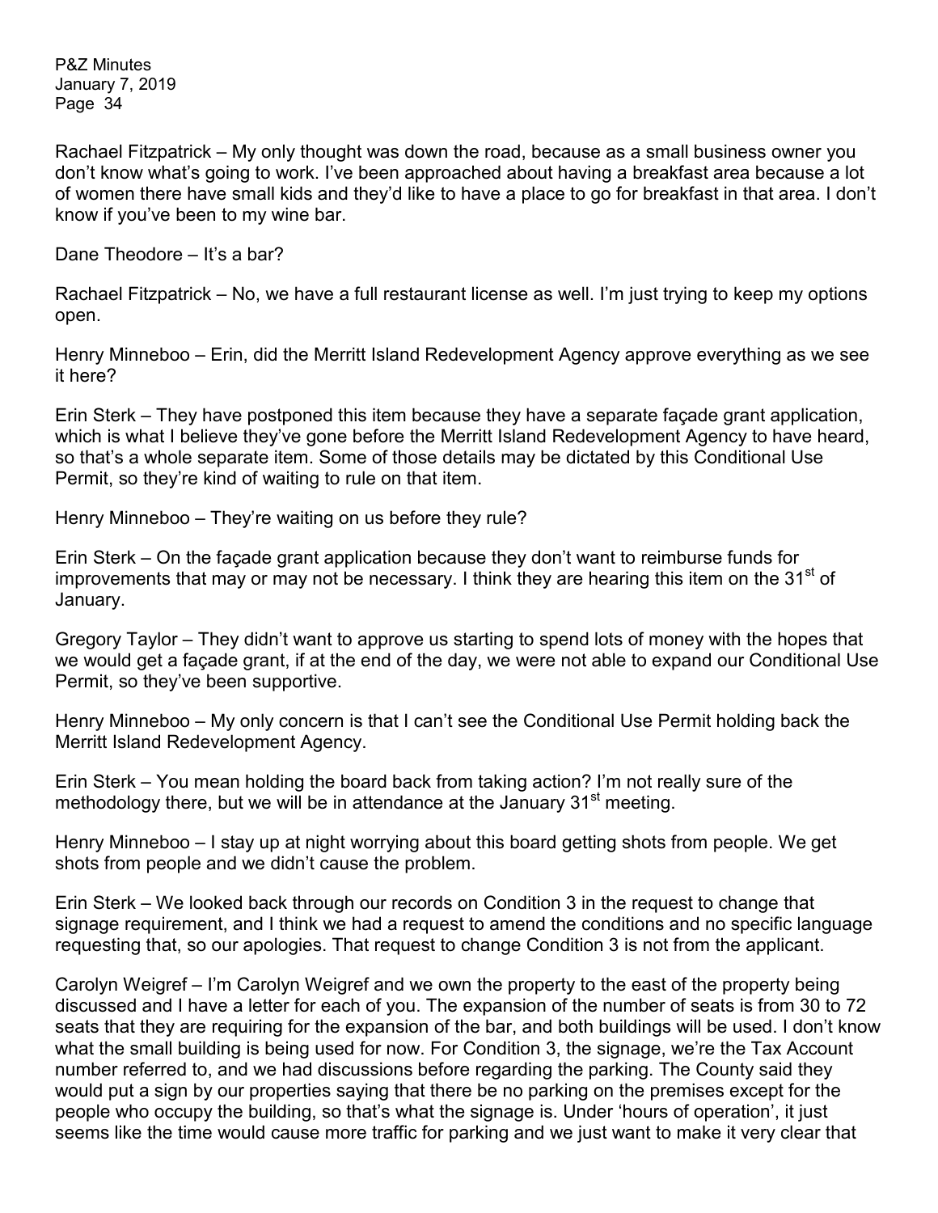Rachael Fitzpatrick – My only thought was down the road, because as a small business owner you don't know what's going to work. I've been approached about having a breakfast area because a lot of women there have small kids and they'd like to have a place to go for breakfast in that area. I don't know if you've been to my wine bar.

Dane Theodore – It's a bar?

Rachael Fitzpatrick – No, we have a full restaurant license as well. I'm just trying to keep my options open.

Henry Minneboo – Erin, did the Merritt Island Redevelopment Agency approve everything as we see it here?

Erin Sterk – They have postponed this item because they have a separate façade grant application, which is what I believe they've gone before the Merritt Island Redevelopment Agency to have heard, so that's a whole separate item. Some of those details may be dictated by this Conditional Use Permit, so they're kind of waiting to rule on that item.

Henry Minneboo – They're waiting on us before they rule?

Erin Sterk – On the façade grant application because they don't want to reimburse funds for improvements that may or may not be necessary. I think they are hearing this item on the 31st of January.

Gregory Taylor – They didn't want to approve us starting to spend lots of money with the hopes that we would get a façade grant, if at the end of the day, we were not able to expand our Conditional Use Permit, so they've been supportive.

Henry Minneboo – My only concern is that I can't see the Conditional Use Permit holding back the Merritt Island Redevelopment Agency.

Erin Sterk – You mean holding the board back from taking action? I'm not really sure of the methodology there, but we will be in attendance at the January 31st meeting.

Henry Minneboo – I stay up at night worrying about this board getting shots from people. We get shots from people and we didn't cause the problem.

Erin Sterk – We looked back through our records on Condition 3 in the request to change that signage requirement, and I think we had a request to amend the conditions and no specific language requesting that, so our apologies. That request to change Condition 3 is not from the applicant.

Carolyn Weigref – I'm Carolyn Weigref and we own the property to the east of the property being discussed and I have a letter for each of you. The expansion of the number of seats is from 30 to 72 seats that they are requiring for the expansion of the bar, and both buildings will be used. I don't know what the small building is being used for now. For Condition 3, the signage, we're the Tax Account number referred to, and we had discussions before regarding the parking. The County said they would put a sign by our properties saying that there be no parking on the premises except for the people who occupy the building, so that's what the signage is. Under 'hours of operation', it just seems like the time would cause more traffic for parking and we just want to make it very clear that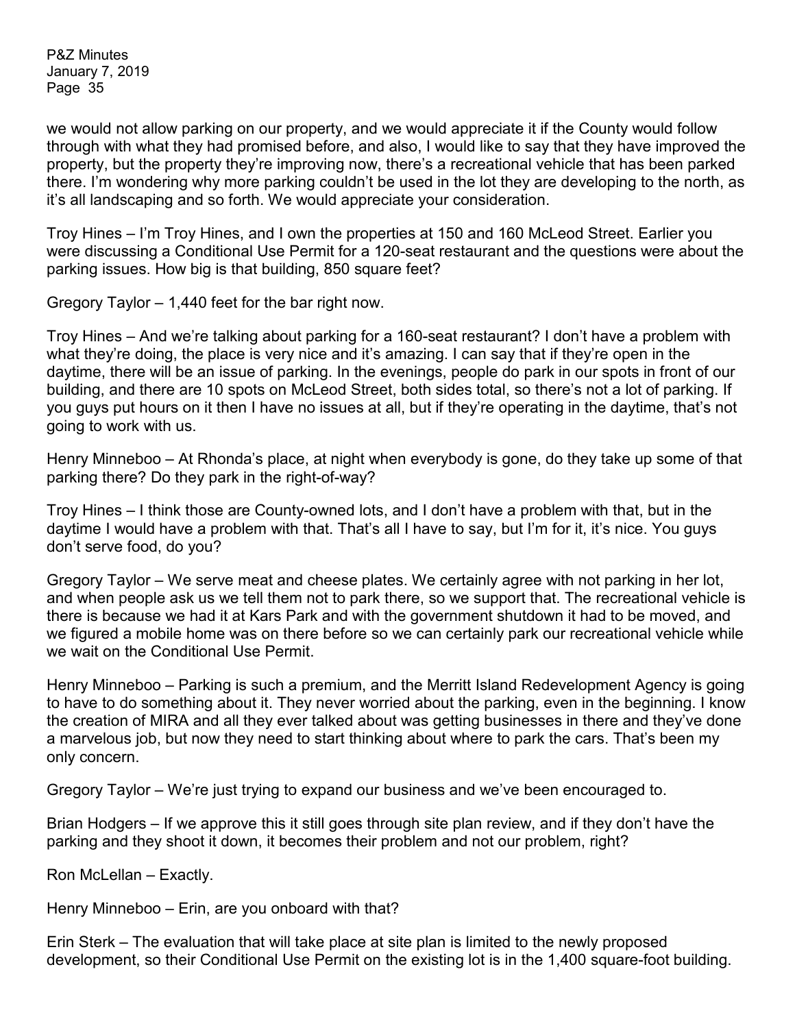we would not allow parking on our property, and we would appreciate it if the County would follow through with what they had promised before, and also, I would like to say that they have improved the property, but the property they're improving now, there's a recreational vehicle that has been parked there. I'm wondering why more parking couldn't be used in the lot they are developing to the north, as it's all landscaping and so forth. We would appreciate your consideration.

Troy Hines – I'm Troy Hines, and I own the properties at 150 and 160 McLeod Street. Earlier you were discussing a Conditional Use Permit for a 120-seat restaurant and the questions were about the parking issues. How big is that building, 850 square feet?

Gregory Taylor – 1,440 feet for the bar right now.

Troy Hines – And we're talking about parking for a 160-seat restaurant? I don't have a problem with what they're doing, the place is very nice and it's amazing. I can say that if they're open in the daytime, there will be an issue of parking. In the evenings, people do park in our spots in front of our building, and there are 10 spots on McLeod Street, both sides total, so there's not a lot of parking. If you guys put hours on it then I have no issues at all, but if they're operating in the daytime, that's not going to work with us.

Henry Minneboo – At Rhonda's place, at night when everybody is gone, do they take up some of that parking there? Do they park in the right-of-way?

Troy Hines – I think those are County-owned lots, and I don't have a problem with that, but in the daytime I would have a problem with that. That's all I have to say, but I'm for it, it's nice. You guys don't serve food, do you?

Gregory Taylor – We serve meat and cheese plates. We certainly agree with not parking in her lot, and when people ask us we tell them not to park there, so we support that. The recreational vehicle is there is because we had it at Kars Park and with the government shutdown it had to be moved, and we figured a mobile home was on there before so we can certainly park our recreational vehicle while we wait on the Conditional Use Permit.

Henry Minneboo – Parking is such a premium, and the Merritt Island Redevelopment Agency is going to have to do something about it. They never worried about the parking, even in the beginning. I know the creation of MIRA and all they ever talked about was getting businesses in there and they've done a marvelous job, but now they need to start thinking about where to park the cars. That's been my only concern.

Gregory Taylor – We're just trying to expand our business and we've been encouraged to.

Brian Hodgers – If we approve this it still goes through site plan review, and if they don't have the parking and they shoot it down, it becomes their problem and not our problem, right?

Ron McLellan – Exactly.

Henry Minneboo – Erin, are you onboard with that?

Erin Sterk – The evaluation that will take place at site plan is limited to the newly proposed development, so their Conditional Use Permit on the existing lot is in the 1,400 square-foot building.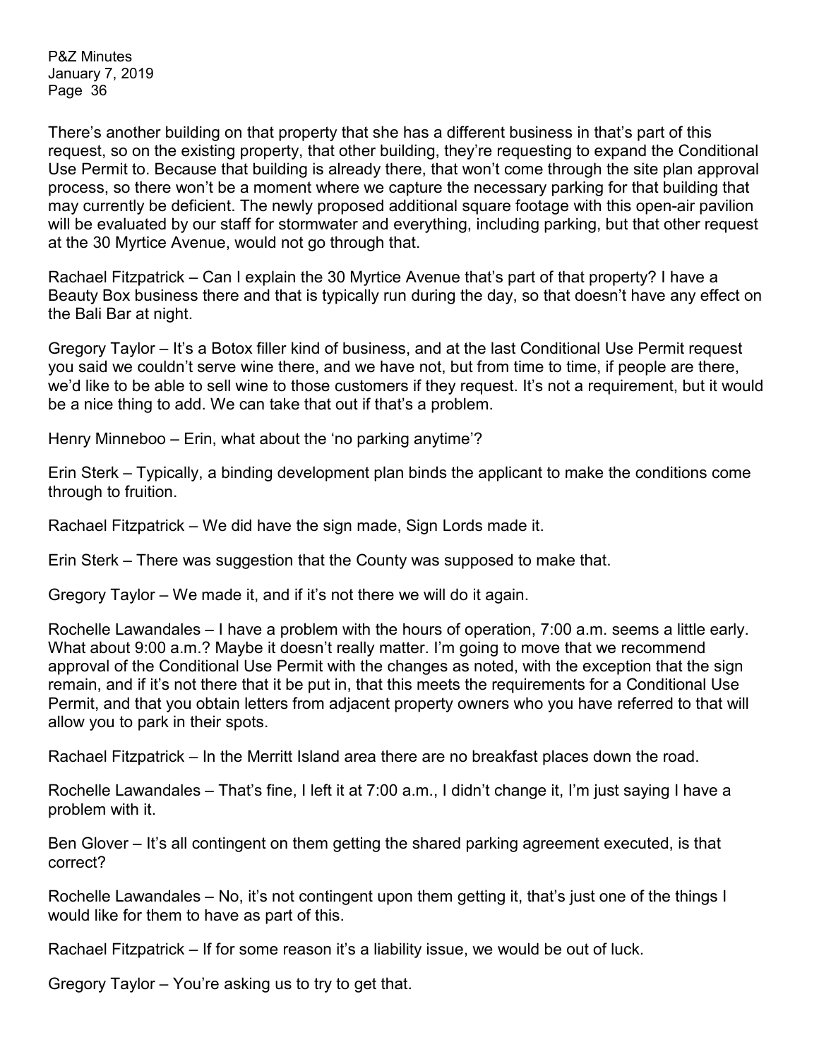There's another building on that property that she has a different business in that's part of this request, so on the existing property, that other building, they're requesting to expand the Conditional Use Permit to. Because that building is already there, that won't come through the site plan approval process, so there won't be a moment where we capture the necessary parking for that building that may currently be deficient. The newly proposed additional square footage with this open-air pavilion will be evaluated by our staff for stormwater and everything, including parking, but that other request at the 30 Myrtice Avenue, would not go through that.

Rachael Fitzpatrick – Can I explain the 30 Myrtice Avenue that's part of that property? I have a Beauty Box business there and that is typically run during the day, so that doesn't have any effect on the Bali Bar at night.

Gregory Taylor – It's a Botox filler kind of business, and at the last Conditional Use Permit request you said we couldn't serve wine there, and we have not, but from time to time, if people are there, we'd like to be able to sell wine to those customers if they request. It's not a requirement, but it would be a nice thing to add. We can take that out if that's a problem.

Henry Minneboo – Erin, what about the 'no parking anytime'?

Erin Sterk – Typically, a binding development plan binds the applicant to make the conditions come through to fruition.

Rachael Fitzpatrick – We did have the sign made, Sign Lords made it.

Erin Sterk – There was suggestion that the County was supposed to make that.

Gregory Taylor – We made it, and if it's not there we will do it again.

Rochelle Lawandales – I have a problem with the hours of operation, 7:00 a.m. seems a little early. What about 9:00 a.m.? Maybe it doesn't really matter. I'm going to move that we recommend approval of the Conditional Use Permit with the changes as noted, with the exception that the sign remain, and if it's not there that it be put in, that this meets the requirements for a Conditional Use Permit, and that you obtain letters from adjacent property owners who you have referred to that will allow you to park in their spots.

Rachael Fitzpatrick – In the Merritt Island area there are no breakfast places down the road.

Rochelle Lawandales – That's fine, I left it at 7:00 a.m., I didn't change it, I'm just saying I have a problem with it.

Ben Glover – It's all contingent on them getting the shared parking agreement executed, is that correct?

Rochelle Lawandales – No, it's not contingent upon them getting it, that's just one of the things I would like for them to have as part of this.

Rachael Fitzpatrick – If for some reason it's a liability issue, we would be out of luck.

Gregory Taylor – You're asking us to try to get that.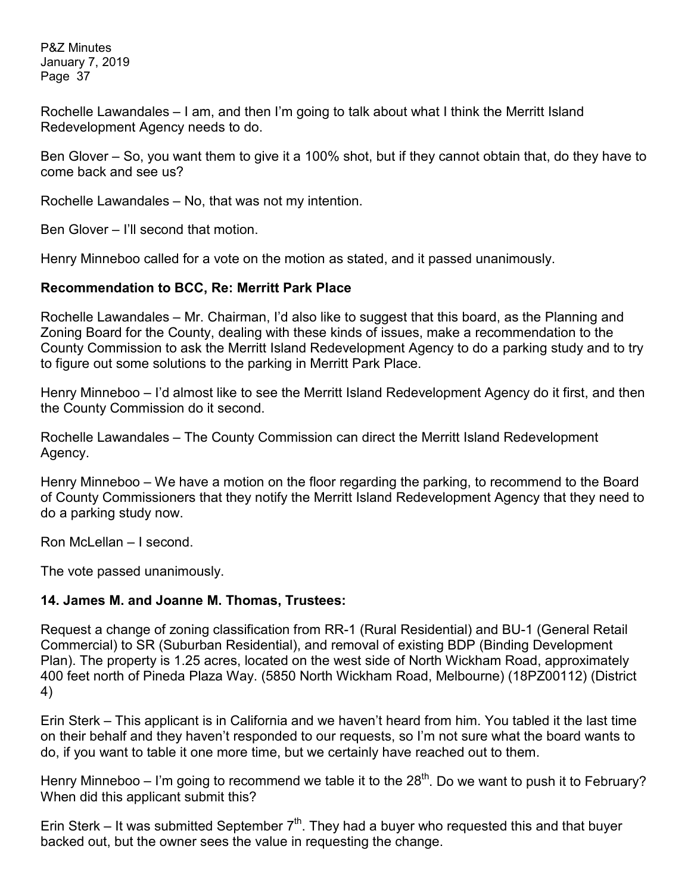Rochelle Lawandales – I am, and then I'm going to talk about what I think the Merritt Island Redevelopment Agency needs to do.

Ben Glover – So, you want them to give it a 100% shot, but if they cannot obtain that, do they have to come back and see us?

Rochelle Lawandales – No, that was not my intention.

Ben Glover – I'll second that motion.

Henry Minneboo called for a vote on the motion as stated, and it passed unanimously.

**Recommendation to BCC, Re: Merritt Park Place**

Rochelle Lawandales – Mr. Chairman, I'd also like to suggest that this board, as the Planning and Zoning Board for the County, dealing with these kinds of issues, make a recommendation to the County Commission to ask the Merritt Island Redevelopment Agency to do a parking study and to try to figure out some solutions to the parking in Merritt Park Place.

Henry Minneboo – I'd almost like to see the Merritt Island Redevelopment Agency do it first, and then the County Commission do it second.

Rochelle Lawandales – The County Commission can direct the Merritt Island Redevelopment Agency.

Henry Minneboo – We have a motion on the floor regarding the parking, to recommend to the Board of County Commissioners that they notify the Merritt Island Redevelopment Agency that they need to do a parking study now.

Ron McLellan – I second.

The vote passed unanimously.

**14. James M. and Joanne M. Thomas, Trustees:**

Request a change of zoning classification from RR-1 (Rural Residential) and BU-1 (General Retail Commercial) to SR (Suburban Residential), and removal of existing BDP (Binding Development Plan). The property is 1.25 acres, located on the west side of North Wickham Road, approximately 400 feet north of Pineda Plaza Way. (5850 North Wickham Road, Melbourne) (18PZ00112) (District 4)

Erin Sterk – This applicant is in California and we haven't heard from him. You tabled it the last time on their behalf and they haven't responded to our requests, so I'm not sure what the board wants to do, if you want to table it one more time, but we certainly have reached out to them.

Henry Minneboo – I'm going to recommend we table it to the 28th. Do we want to push it to February? When did this applicant submit this?

Erin Sterk – It was submitted September 7th. They had a buyer who requested this and that buyer backed out, but the owner sees the value in requesting the change.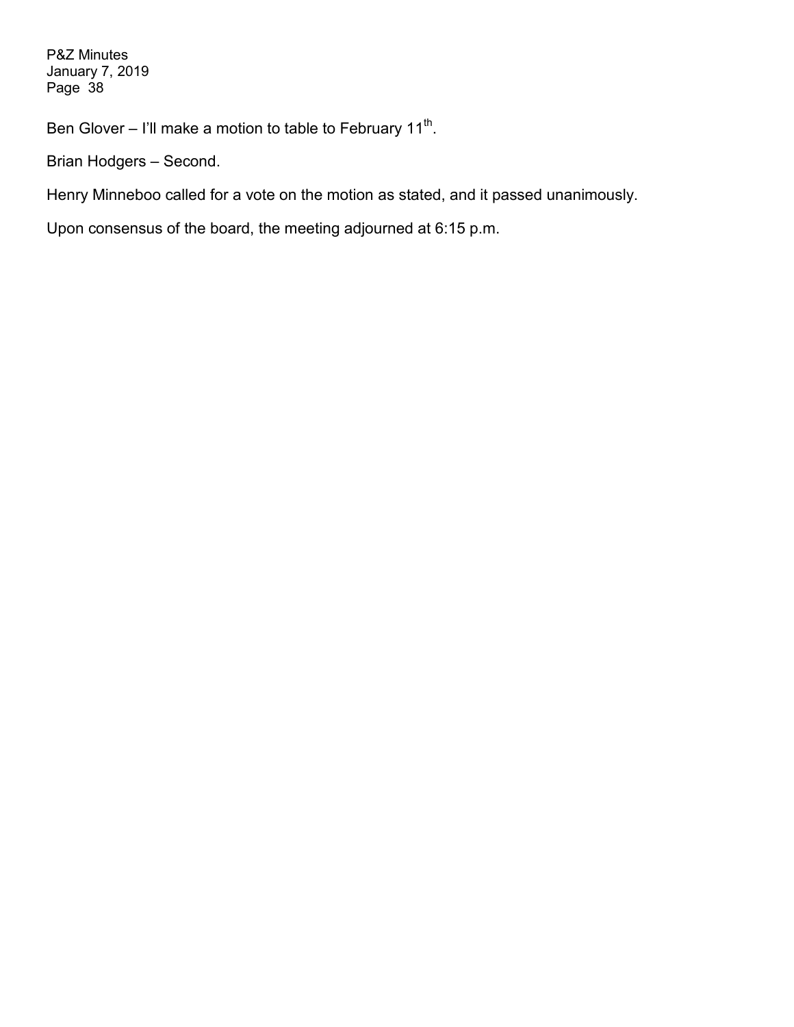Ben Glover – I'll make a motion to table to February 11th.

Brian Hodgers – Second.

Henry Minneboo called for a vote on the motion as stated, and it passed unanimously.

Upon consensus of the board, the meeting adjourned at 6:15 p.m.